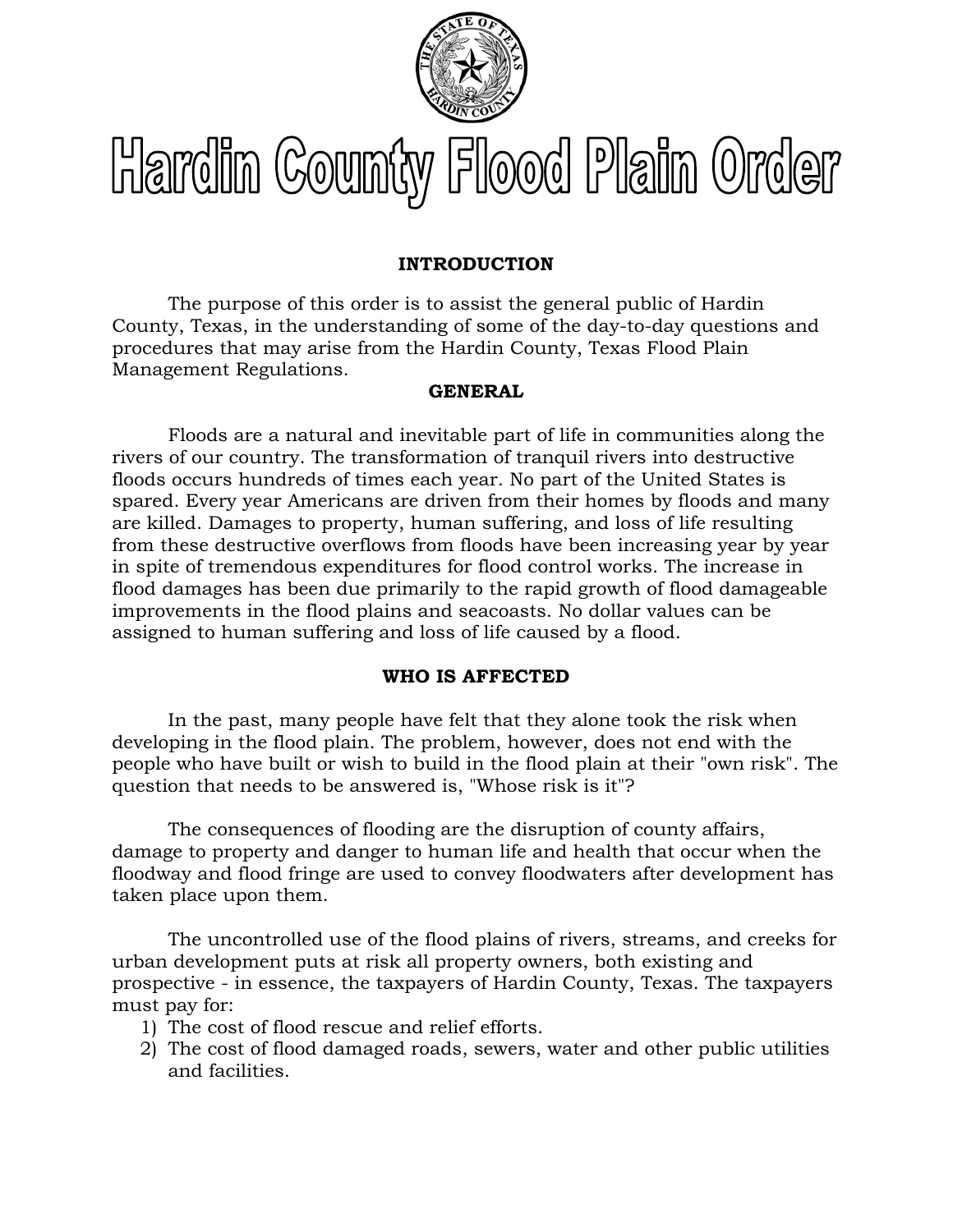# Hardin County Flood Plain Order

## INTRODUCTION

The purpose of this order is to assist the general public of Hardin County, Texas, in the understanding of some of the day-to-day questions and procedures that may arise from the Hardin County, Texas Flood Plain Management Regulations.

## GENERAL

Floods are a natural and inevitable part of life in communities along the rivers of our country. The transformation of tranquil rivers into destructive floods occurs hundreds of times each year. No part of the United States is spared. Every year Americans are driven from their homes by floods and many are killed. Damages to property, human suffering, and loss of life resulting from these destructive overflows from floods have been increasing year by year in spite of tremendous expenditures for flood control works. The increase in flood damages has been due primarily to the rapid growth of flood damageable improvements in the flood plains and seacoasts. No dollar values can be assigned to human suffering and loss of life caused by a flood.

## WHO IS AFFECTED

In the past, many people have felt that they alone took the risk when developing in the flood plain. The problem, however, does not end with the people who have built or wish to build in the flood plain at their "own risk". The question that needs to be answered is, "Whose risk is it"?

The consequences of flooding are the disruption of county affairs, damage to property and danger to human life and health that occur when the floodway and flood fringe are used to convey floodwaters after development has taken place upon them.

The uncontrolled use of the flood plains of rivers, streams, and creeks for urban development puts at risk all property owners, both existing and prospective - in essence, the taxpayers of Hardin County, Texas. The taxpayers must pay for:

1) The cost of flood rescue and relief efforts.
2) The cost of flood damaged roads, sewers, water and other public utilities and facilities.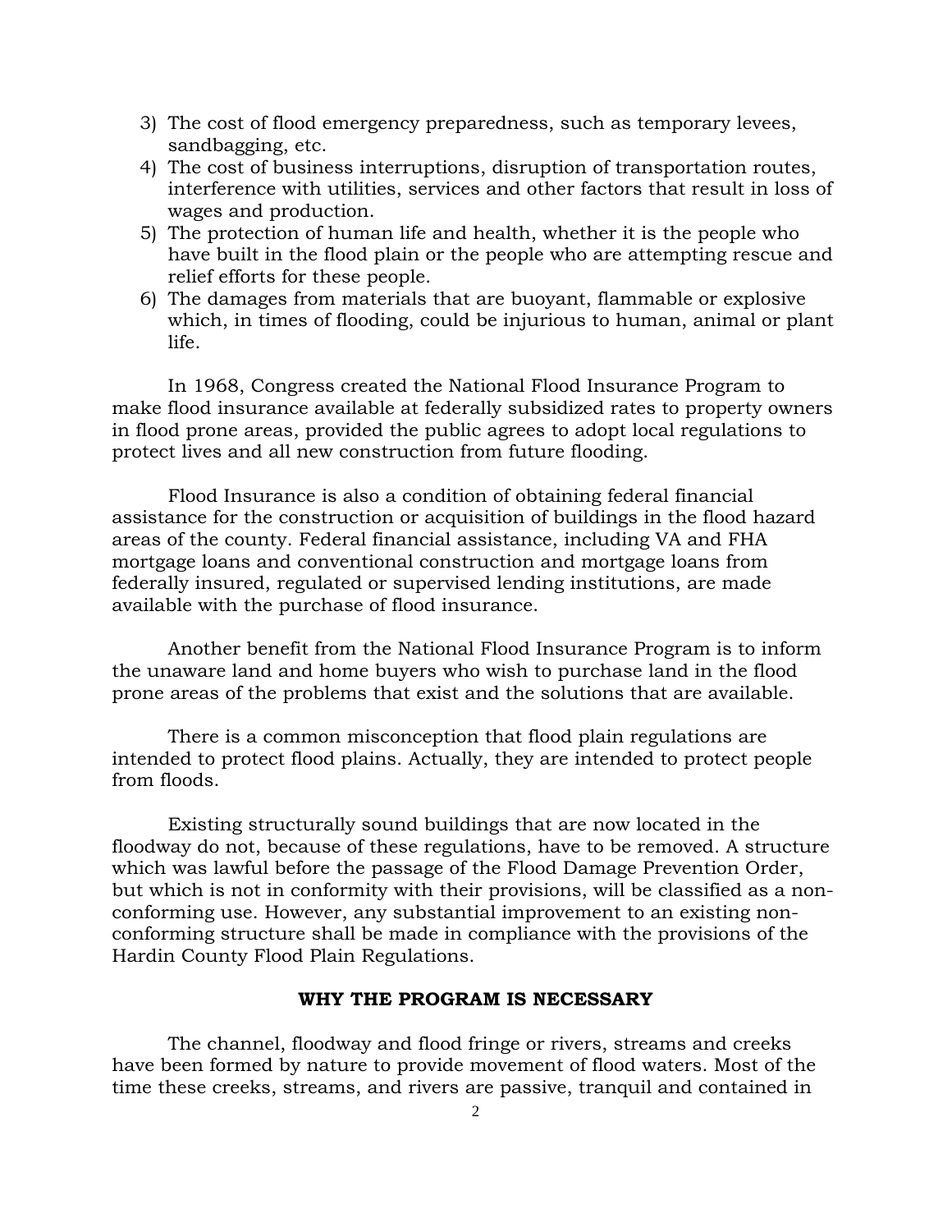3) The cost of flood emergency preparedness, such as temporary levees, sandbagging, etc.
4) The cost of business interruptions, disruption of transportation routes, interference with utilities, services and other factors that result in loss of wages and production.
5) The protection of human life and health, whether it is the people who have built in the flood plain or the people who are attempting rescue and relief efforts for these people.
6) The damages from materials that are buoyant, flammable or explosive which, in times of flooding, could be injurious to human, animal or plant life.

In 1968, Congress created the National Flood Insurance Program to make flood insurance available at federally subsidized rates to property owners in flood prone areas, provided the public agrees to adopt local regulations to protect lives and all new construction from future flooding.

Flood Insurance is also a condition of obtaining federal financial assistance for the construction or acquisition of buildings in the flood hazard areas of the county. Federal financial assistance, including VA and FHA mortgage loans and conventional construction and mortgage loans from federally insured, regulated or supervised lending institutions, are made available with the purchase of flood insurance.

Another benefit from the National Flood Insurance Program is to inform the unaware land and home buyers who wish to purchase land in the flood prone areas of the problems that exist and the solutions that are available.

There is a common misconception that flood plain regulations are intended to protect flood plains. Actually, they are intended to protect people from floods.

Existing structurally sound buildings that are now located in the floodway do not, because of these regulations, have to be removed. A structure which was lawful before the passage of the Flood Damage Prevention Order, but which is not in conformity with their provisions, will be classified as a non-conforming use. However, any substantial improvement to an existing non-conforming structure shall be made in compliance with the provisions of the Hardin County Flood Plain Regulations.

## WHY THE PROGRAM IS NECESSARY

The channel, floodway and flood fringe or rivers, streams and creeks have been formed by nature to provide movement of flood waters. Most of the time these creeks, streams, and rivers are passive, tranquil and contained in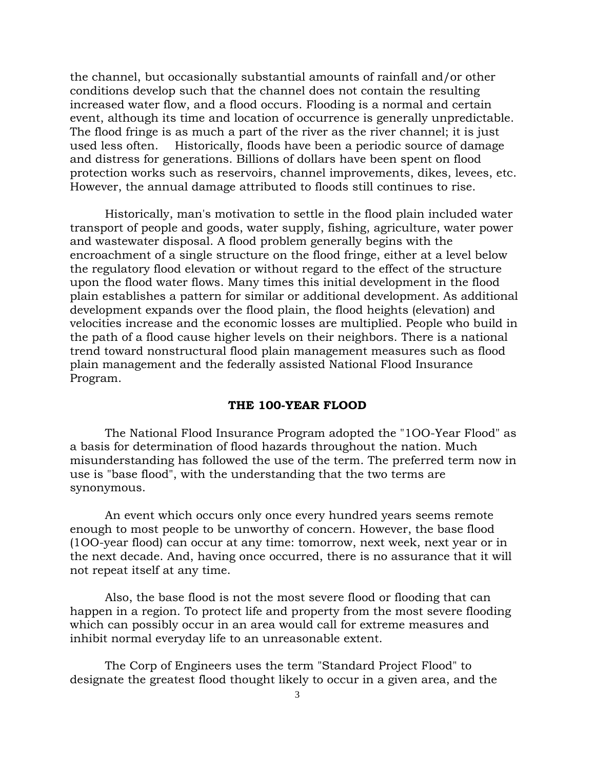the channel, but occasionally substantial amounts of rainfall and/or other conditions develop such that the channel does not contain the resulting increased water flow, and a flood occurs. Flooding is a normal and certain event, although its time and location of occurrence is generally unpredictable. The flood fringe is as much a part of the river as the river channel; it is just used less often. Historically, floods have been a periodic source of damage and distress for generations. Billions of dollars have been spent on flood protection works such as reservoirs, channel improvements, dikes, levees, etc. However, the annual damage attributed to floods still continues to rise.

Historically, man's motivation to settle in the flood plain included water transport of people and goods, water supply, fishing, agriculture, water power and wastewater disposal. A flood problem generally begins with the encroachment of a single structure on the flood fringe, either at a level below the regulatory flood elevation or without regard to the effect of the structure upon the flood water flows. Many times this initial development in the flood plain establishes a pattern for similar or additional development. As additional development expands over the flood plain, the flood heights (elevation) and velocities increase and the economic losses are multiplied. People who build in the path of a flood cause higher levels on their neighbors. There is a national trend toward nonstructural flood plain management measures such as flood plain management and the federally assisted National Flood Insurance Program.

## THE 100-YEAR FLOOD

The National Flood Insurance Program adopted the "1OO-Year Flood" as a basis for determination of flood hazards throughout the nation. Much misunderstanding has followed the use of the term. The preferred term now in use is "base flood", with the understanding that the two terms are synonymous.

An event which occurs only once every hundred years seems remote enough to most people to be unworthy of concern. However, the base flood (1OO-year flood) can occur at any time: tomorrow, next week, next year or in the next decade. And, having once occurred, there is no assurance that it will not repeat itself at any time.

Also, the base flood is not the most severe flood or flooding that can happen in a region. To protect life and property from the most severe flooding which can possibly occur in an area would call for extreme measures and inhibit normal everyday life to an unreasonable extent.

The Corp of Engineers uses the term "Standard Project Flood" to designate the greatest flood thought likely to occur in a given area, and the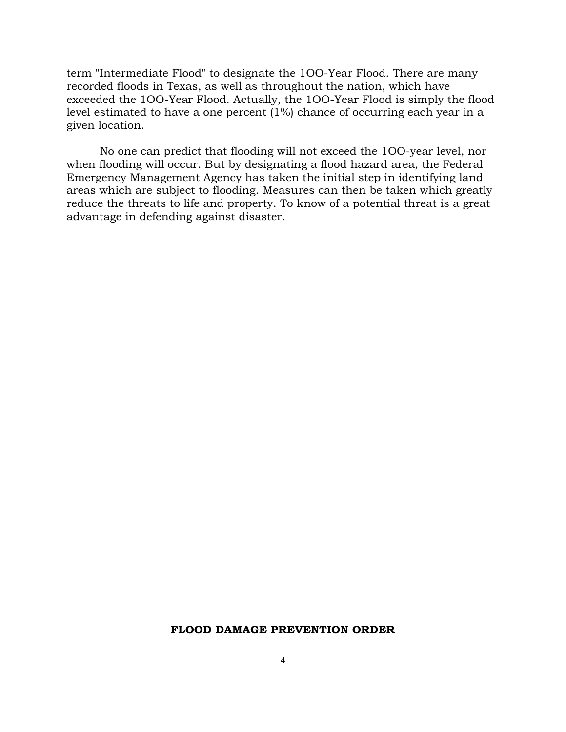term "Intermediate Flood" to designate the 1OO-Year Flood. There are many recorded floods in Texas, as well as throughout the nation, which have exceeded the 1OO-Year Flood. Actually, the 1OO-Year Flood is simply the flood level estimated to have a one percent (1%) chance of occurring each year in a given location.

No one can predict that flooding will not exceed the 1OO-year level, nor when flooding will occur. But by designating a flood hazard area, the Federal Emergency Management Agency has taken the initial step in identifying land areas which are subject to flooding. Measures can then be taken which greatly reduce the threats to life and property. To know of a potential threat is a great advantage in defending against disaster.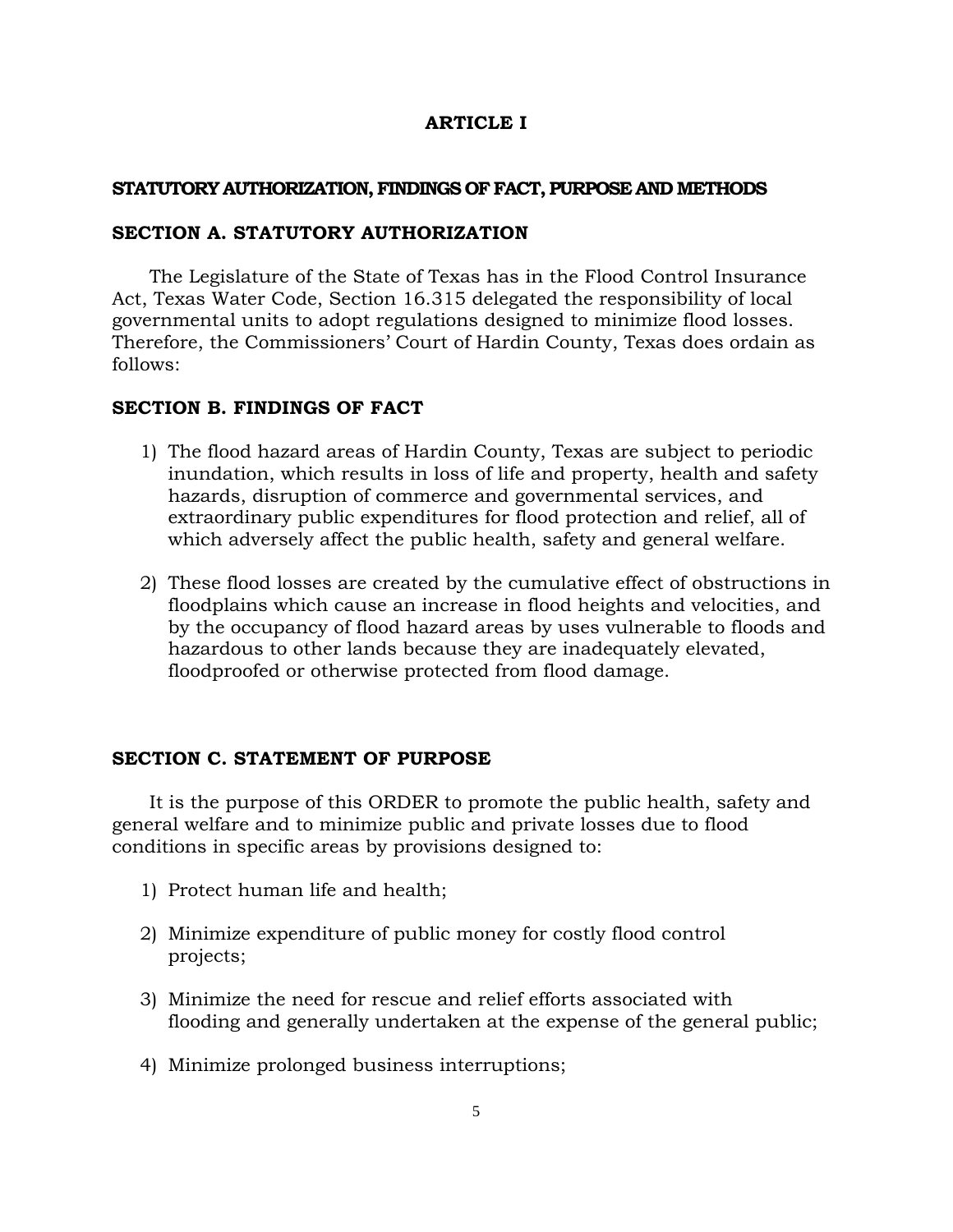# ARTICLE I

## STATUTORY AUTHORIZATION, FINDINGS OF FACT, PURPOSE AND METHODS

### SECTION A. STATUTORY AUTHORIZATION

The Legislature of the State of Texas has in the Flood Control Insurance Act, Texas Water Code, Section 16.315 delegated the responsibility of local governmental units to adopt regulations designed to minimize flood losses. Therefore, the Commissioners' Court of Hardin County, Texas does ordain as follows:

### SECTION B. FINDINGS OF FACT

1) The flood hazard areas of Hardin County, Texas are subject to periodic inundation, which results in loss of life and property, health and safety hazards, disruption of commerce and governmental services, and extraordinary public expenditures for flood protection and relief, all of which adversely affect the public health, safety and general welfare.

2) These flood losses are created by the cumulative effect of obstructions in floodplains which cause an increase in flood heights and velocities, and by the occupancy of flood hazard areas by uses vulnerable to floods and hazardous to other lands because they are inadequately elevated, floodproofed or otherwise protected from flood damage.

### SECTION C. STATEMENT OF PURPOSE

It is the purpose of this ORDER to promote the public health, safety and general welfare and to minimize public and private losses due to flood conditions in specific areas by provisions designed to:

1) Protect human life and health;

2) Minimize expenditure of public money for costly flood control projects;

3) Minimize the need for rescue and relief efforts associated with flooding and generally undertaken at the expense of the general public;

4) Minimize prolonged business interruptions;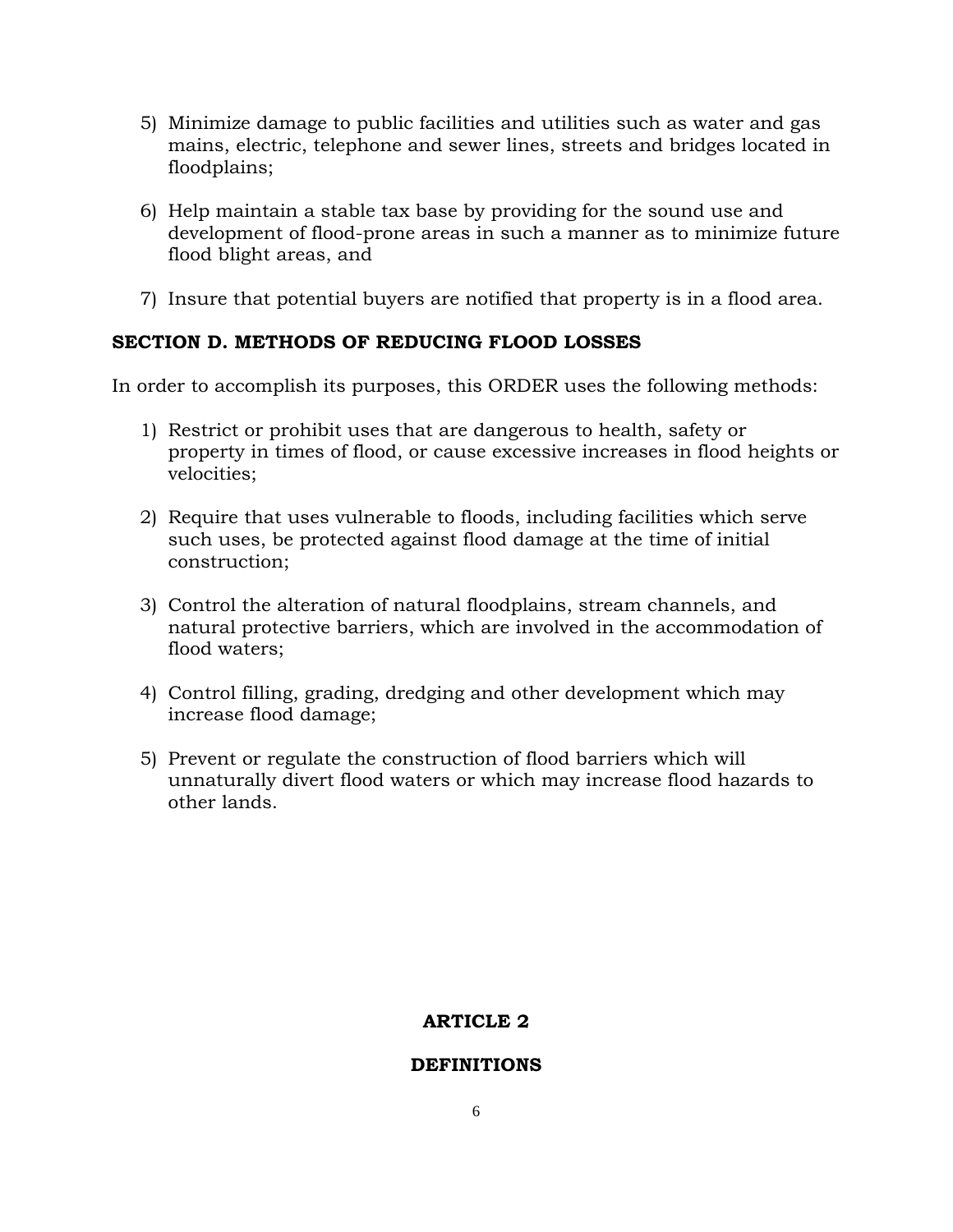5) Minimize damage to public facilities and utilities such as water and gas mains, electric, telephone and sewer lines, streets and bridges located in floodplains;

6) Help maintain a stable tax base by providing for the sound use and development of flood-prone areas in such a manner as to minimize future flood blight areas, and

7) Insure that potential buyers are notified that property is in a flood area.

### SECTION D. METHODS OF REDUCING FLOOD LOSSES

In order to accomplish its purposes, this ORDER uses the following methods:

1) Restrict or prohibit uses that are dangerous to health, safety or property in times of flood, or cause excessive increases in flood heights or velocities;

2) Require that uses vulnerable to floods, including facilities which serve such uses, be protected against flood damage at the time of initial construction;

3) Control the alteration of natural floodplains, stream channels, and natural protective barriers, which are involved in the accommodation of flood waters;

4) Control filling, grading, dredging and other development which may increase flood damage;

5) Prevent or regulate the construction of flood barriers which will unnaturally divert flood waters or which may increase flood hazards to other lands.

## ARTICLE 2

## DEFINITIONS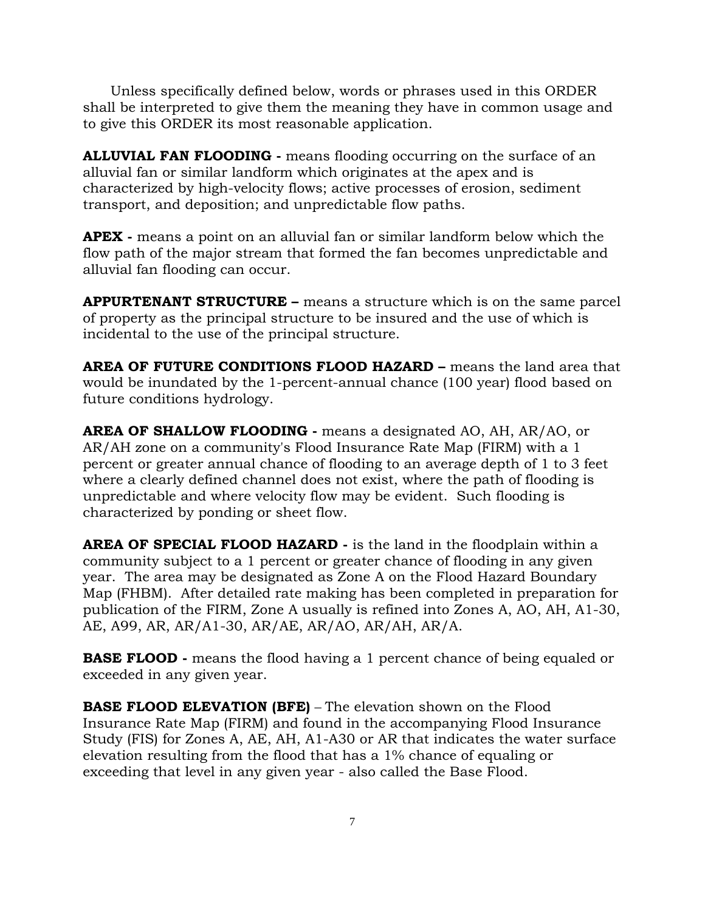Unless specifically defined below, words or phrases used in this ORDER shall be interpreted to give them the meaning they have in common usage and to give this ORDER its most reasonable application.

**ALLUVIAL FAN FLOODING -** means flooding occurring on the surface of an alluvial fan or similar landform which originates at the apex and is characterized by high-velocity flows; active processes of erosion, sediment transport, and deposition; and unpredictable flow paths.

**APEX -** means a point on an alluvial fan or similar landform below which the flow path of the major stream that formed the fan becomes unpredictable and alluvial fan flooding can occur.

**APPURTENANT STRUCTURE –** means a structure which is on the same parcel of property as the principal structure to be insured and the use of which is incidental to the use of the principal structure.

**AREA OF FUTURE CONDITIONS FLOOD HAZARD –** means the land area that would be inundated by the 1-percent-annual chance (100 year) flood based on future conditions hydrology.

**AREA OF SHALLOW FLOODING -** means a designated AO, AH, AR/AO, or AR/AH zone on a community's Flood Insurance Rate Map (FIRM) with a 1 percent or greater annual chance of flooding to an average depth of 1 to 3 feet where a clearly defined channel does not exist, where the path of flooding is unpredictable and where velocity flow may be evident. Such flooding is characterized by ponding or sheet flow.

**AREA OF SPECIAL FLOOD HAZARD -** is the land in the floodplain within a community subject to a 1 percent or greater chance of flooding in any given year. The area may be designated as Zone A on the Flood Hazard Boundary Map (FHBM). After detailed rate making has been completed in preparation for publication of the FIRM, Zone A usually is refined into Zones A, AO, AH, A1-30, AE, A99, AR, AR/A1-30, AR/AE, AR/AO, AR/AH, AR/A.

**BASE FLOOD -** means the flood having a 1 percent chance of being equaled or exceeded in any given year.

**BASE FLOOD ELEVATION (BFE)** – The elevation shown on the Flood Insurance Rate Map (FIRM) and found in the accompanying Flood Insurance Study (FIS) for Zones A, AE, AH, A1-A30 or AR that indicates the water surface elevation resulting from the flood that has a 1% chance of equaling or exceeding that level in any given year - also called the Base Flood.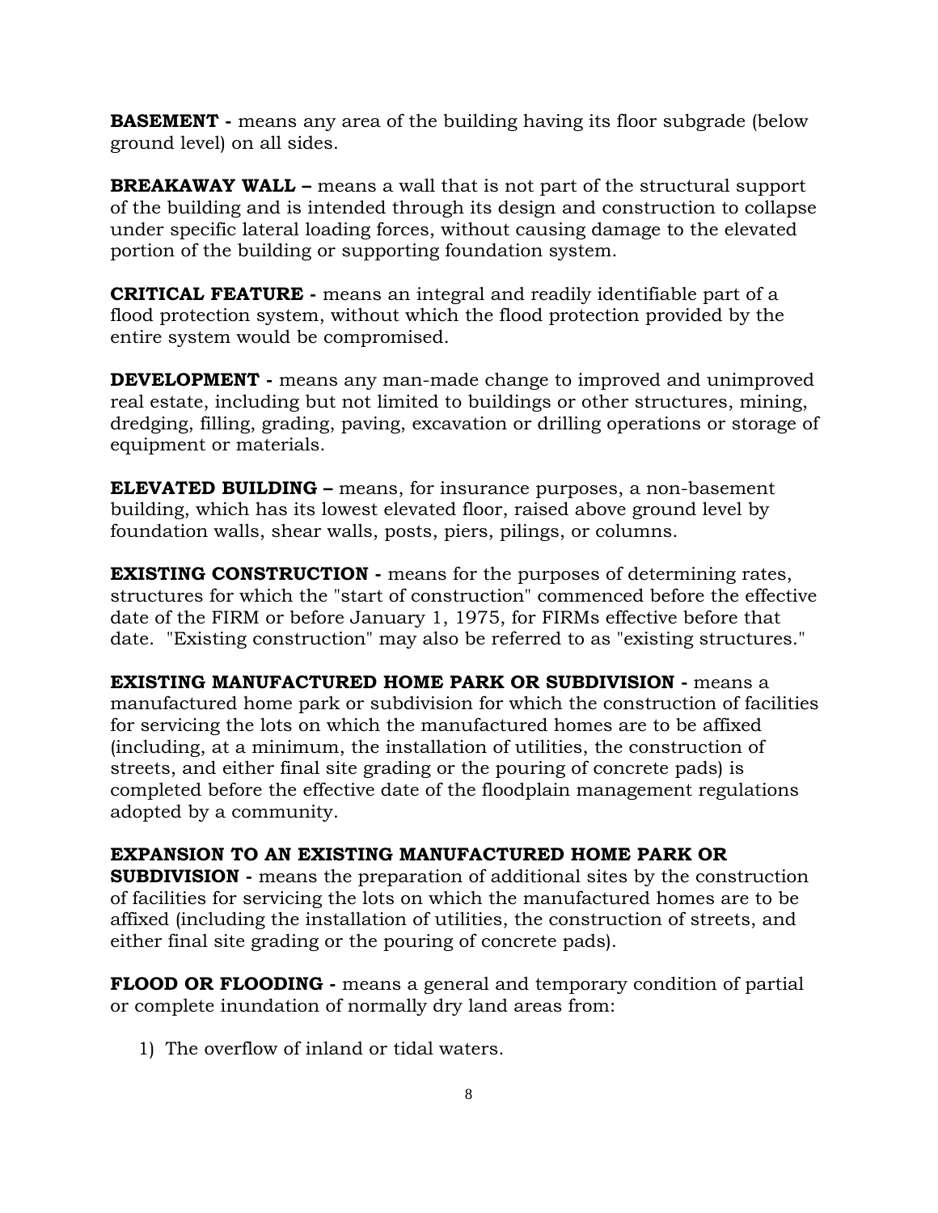**BASEMENT -** means any area of the building having its floor subgrade (below ground level) on all sides.

**BREAKAWAY WALL –** means a wall that is not part of the structural support of the building and is intended through its design and construction to collapse under specific lateral loading forces, without causing damage to the elevated portion of the building or supporting foundation system.

**CRITICAL FEATURE -** means an integral and readily identifiable part of a flood protection system, without which the flood protection provided by the entire system would be compromised.

**DEVELOPMENT -** means any man-made change to improved and unimproved real estate, including but not limited to buildings or other structures, mining, dredging, filling, grading, paving, excavation or drilling operations or storage of equipment or materials.

**ELEVATED BUILDING –** means, for insurance purposes, a non-basement building, which has its lowest elevated floor, raised above ground level by foundation walls, shear walls, posts, piers, pilings, or columns.

**EXISTING CONSTRUCTION -** means for the purposes of determining rates, structures for which the "start of construction" commenced before the effective date of the FIRM or before January 1, 1975, for FIRMs effective before that date. "Existing construction" may also be referred to as "existing structures."

**EXISTING MANUFACTURED HOME PARK OR SUBDIVISION -** means a manufactured home park or subdivision for which the construction of facilities for servicing the lots on which the manufactured homes are to be affixed (including, at a minimum, the installation of utilities, the construction of streets, and either final site grading or the pouring of concrete pads) is completed before the effective date of the floodplain management regulations adopted by a community.

**EXPANSION TO AN EXISTING MANUFACTURED HOME PARK OR SUBDIVISION -** means the preparation of additional sites by the construction of facilities for servicing the lots on which the manufactured homes are to be affixed (including the installation of utilities, the construction of streets, and either final site grading or the pouring of concrete pads).

**FLOOD OR FLOODING -** means a general and temporary condition of partial or complete inundation of normally dry land areas from:

1) The overflow of inland or tidal waters.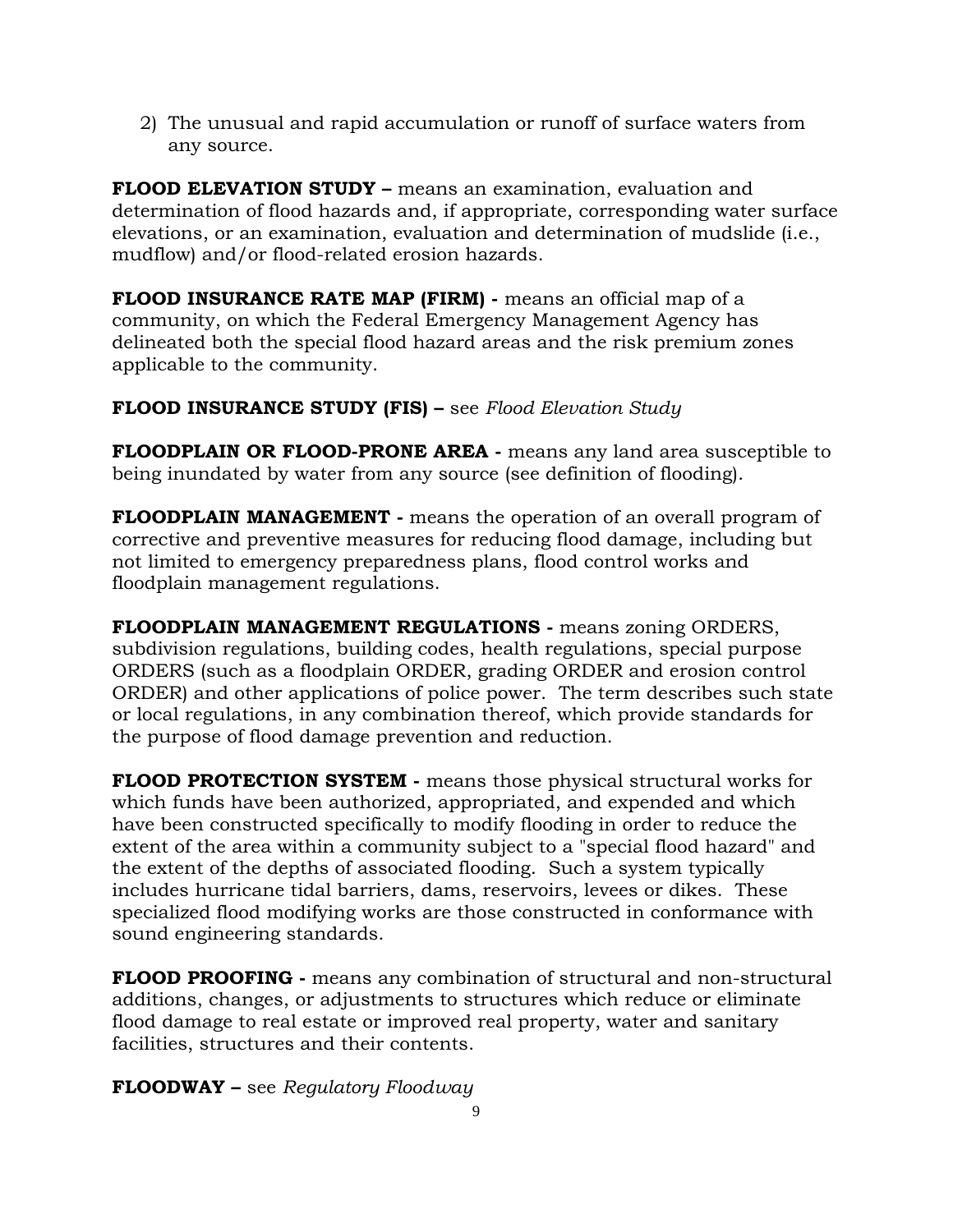2) The unusual and rapid accumulation or runoff of surface waters from any source.

**FLOOD ELEVATION STUDY –** means an examination, evaluation and determination of flood hazards and, if appropriate, corresponding water surface elevations, or an examination, evaluation and determination of mudslide (i.e., mudflow) and/or flood-related erosion hazards.

**FLOOD INSURANCE RATE MAP (FIRM) -** means an official map of a community, on which the Federal Emergency Management Agency has delineated both the special flood hazard areas and the risk premium zones applicable to the community.

**FLOOD INSURANCE STUDY (FIS) –** see *Flood Elevation Study*

**FLOODPLAIN OR FLOOD-PRONE AREA -** means any land area susceptible to being inundated by water from any source (see definition of flooding).

**FLOODPLAIN MANAGEMENT -** means the operation of an overall program of corrective and preventive measures for reducing flood damage, including but not limited to emergency preparedness plans, flood control works and floodplain management regulations.

**FLOODPLAIN MANAGEMENT REGULATIONS -** means zoning ORDERS, subdivision regulations, building codes, health regulations, special purpose ORDERS (such as a floodplain ORDER, grading ORDER and erosion control ORDER) and other applications of police power. The term describes such state or local regulations, in any combination thereof, which provide standards for the purpose of flood damage prevention and reduction.

**FLOOD PROTECTION SYSTEM -** means those physical structural works for which funds have been authorized, appropriated, and expended and which have been constructed specifically to modify flooding in order to reduce the extent of the area within a community subject to a "special flood hazard" and the extent of the depths of associated flooding. Such a system typically includes hurricane tidal barriers, dams, reservoirs, levees or dikes. These specialized flood modifying works are those constructed in conformance with sound engineering standards.

**FLOOD PROOFING -** means any combination of structural and non-structural additions, changes, or adjustments to structures which reduce or eliminate flood damage to real estate or improved real property, water and sanitary facilities, structures and their contents.

**FLOODWAY –** see *Regulatory Floodway*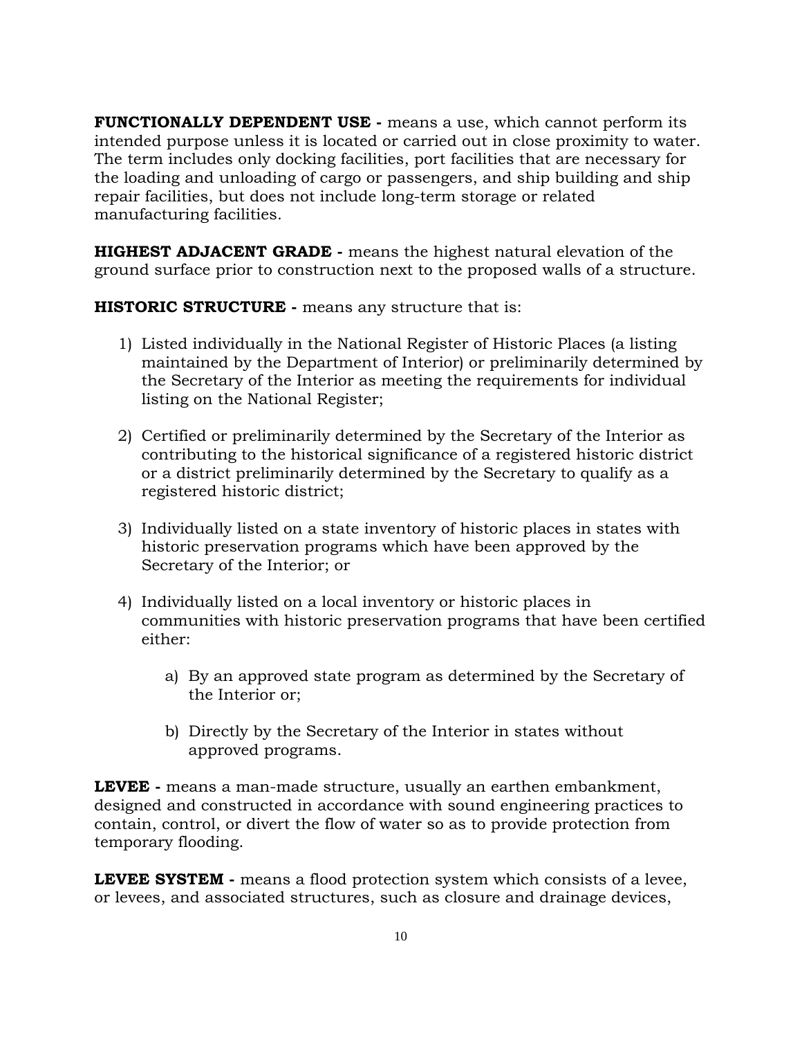**FUNCTIONALLY DEPENDENT USE -** means a use, which cannot perform its intended purpose unless it is located or carried out in close proximity to water. The term includes only docking facilities, port facilities that are necessary for the loading and unloading of cargo or passengers, and ship building and ship repair facilities, but does not include long-term storage or related manufacturing facilities.

**HIGHEST ADJACENT GRADE -** means the highest natural elevation of the ground surface prior to construction next to the proposed walls of a structure.

**HISTORIC STRUCTURE -** means any structure that is:

1) Listed individually in the National Register of Historic Places (a listing maintained by the Department of Interior) or preliminarily determined by the Secretary of the Interior as meeting the requirements for individual listing on the National Register;

2) Certified or preliminarily determined by the Secretary of the Interior as contributing to the historical significance of a registered historic district or a district preliminarily determined by the Secretary to qualify as a registered historic district;

3) Individually listed on a state inventory of historic places in states with historic preservation programs which have been approved by the Secretary of the Interior; or

4) Individually listed on a local inventory or historic places in communities with historic preservation programs that have been certified either:

    a) By an approved state program as determined by the Secretary of the Interior or;

    b) Directly by the Secretary of the Interior in states without approved programs.

**LEVEE -** means a man-made structure, usually an earthen embankment, designed and constructed in accordance with sound engineering practices to contain, control, or divert the flow of water so as to provide protection from temporary flooding.

**LEVEE SYSTEM -** means a flood protection system which consists of a levee, or levees, and associated structures, such as closure and drainage devices,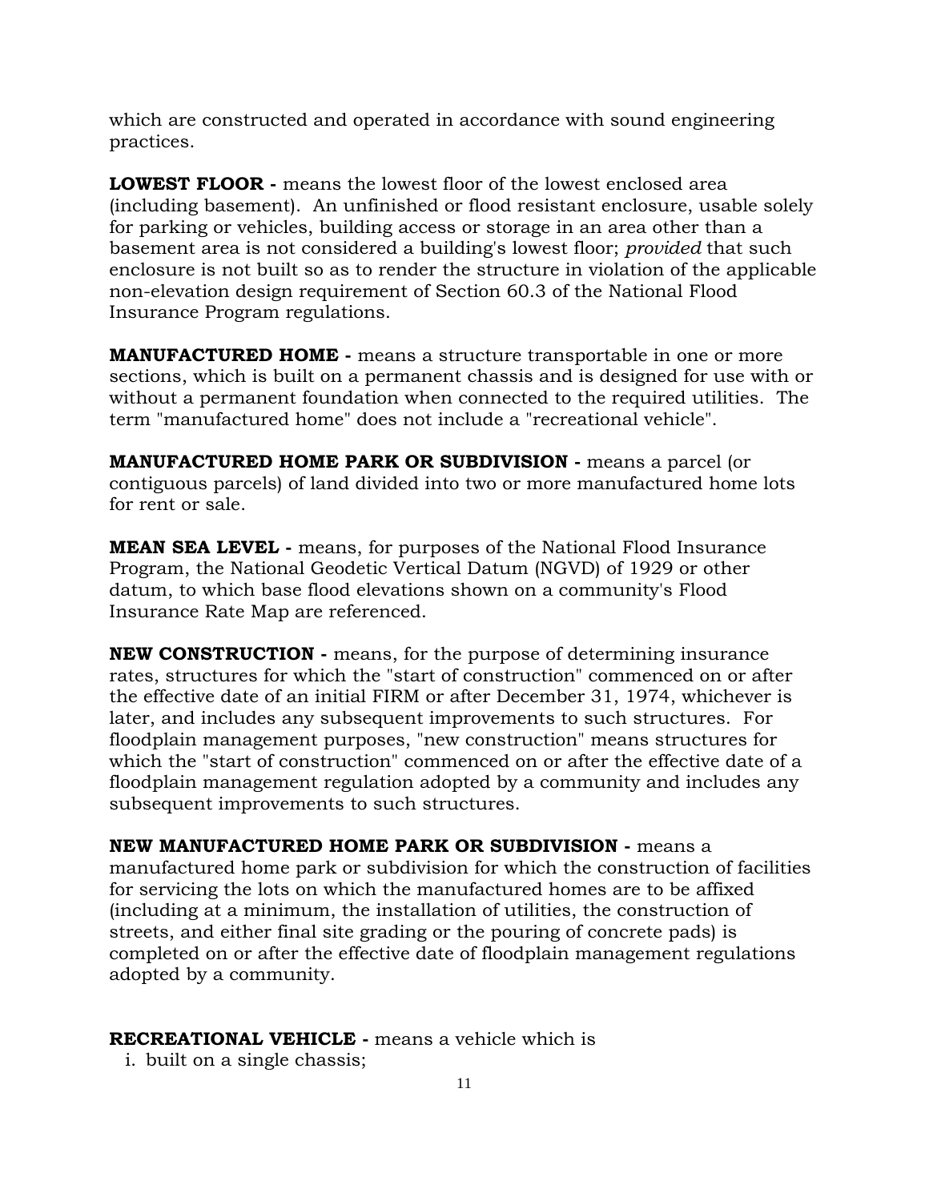which are constructed and operated in accordance with sound engineering practices.

**LOWEST FLOOR -** means the lowest floor of the lowest enclosed area (including basement). An unfinished or flood resistant enclosure, usable solely for parking or vehicles, building access or storage in an area other than a basement area is not considered a building's lowest floor; *provided* that such enclosure is not built so as to render the structure in violation of the applicable non-elevation design requirement of Section 60.3 of the National Flood Insurance Program regulations.

**MANUFACTURED HOME -** means a structure transportable in one or more sections, which is built on a permanent chassis and is designed for use with or without a permanent foundation when connected to the required utilities. The term "manufactured home" does not include a "recreational vehicle".

**MANUFACTURED HOME PARK OR SUBDIVISION -** means a parcel (or contiguous parcels) of land divided into two or more manufactured home lots for rent or sale.

**MEAN SEA LEVEL -** means, for purposes of the National Flood Insurance Program, the National Geodetic Vertical Datum (NGVD) of 1929 or other datum, to which base flood elevations shown on a community's Flood Insurance Rate Map are referenced.

**NEW CONSTRUCTION -** means, for the purpose of determining insurance rates, structures for which the "start of construction" commenced on or after the effective date of an initial FIRM or after December 31, 1974, whichever is later, and includes any subsequent improvements to such structures. For floodplain management purposes, "new construction" means structures for which the "start of construction" commenced on or after the effective date of a floodplain management regulation adopted by a community and includes any subsequent improvements to such structures.

**NEW MANUFACTURED HOME PARK OR SUBDIVISION -** means a manufactured home park or subdivision for which the construction of facilities for servicing the lots on which the manufactured homes are to be affixed (including at a minimum, the installation of utilities, the construction of streets, and either final site grading or the pouring of concrete pads) is completed on or after the effective date of floodplain management regulations adopted by a community.

**RECREATIONAL VEHICLE -** means a vehicle which is

i. built on a single chassis;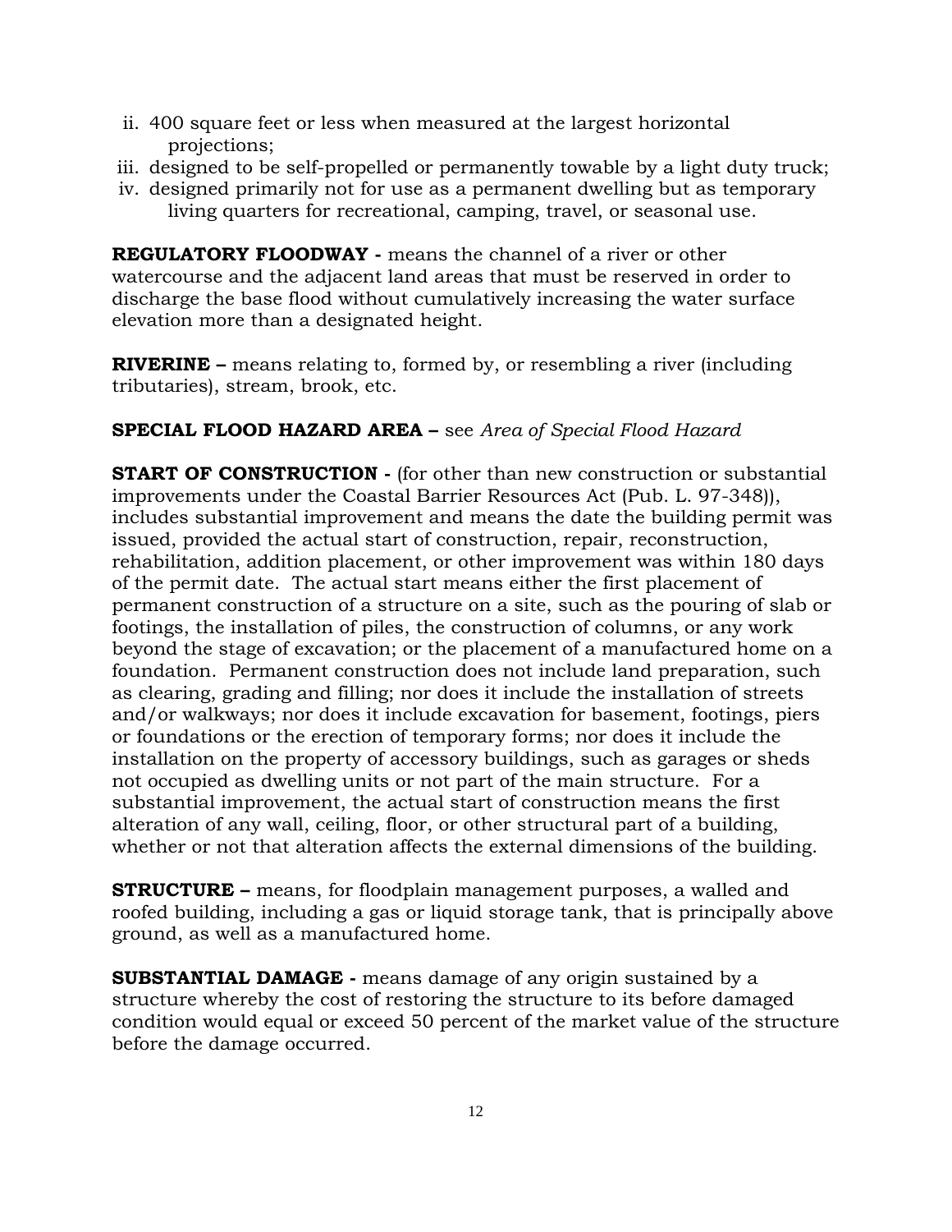ii. 400 square feet or less when measured at the largest horizontal projections;
iii. designed to be self-propelled or permanently towable by a light duty truck;
iv. designed primarily not for use as a permanent dwelling but as temporary living quarters for recreational, camping, travel, or seasonal use.

**REGULATORY FLOODWAY -** means the channel of a river or other watercourse and the adjacent land areas that must be reserved in order to discharge the base flood without cumulatively increasing the water surface elevation more than a designated height.

**RIVERINE –** means relating to, formed by, or resembling a river (including tributaries), stream, brook, etc.

**SPECIAL FLOOD HAZARD AREA –** see *Area of Special Flood Hazard*

**START OF CONSTRUCTION -** (for other than new construction or substantial improvements under the Coastal Barrier Resources Act (Pub. L. 97-348)), includes substantial improvement and means the date the building permit was issued, provided the actual start of construction, repair, reconstruction, rehabilitation, addition placement, or other improvement was within 180 days of the permit date. The actual start means either the first placement of permanent construction of a structure on a site, such as the pouring of slab or footings, the installation of piles, the construction of columns, or any work beyond the stage of excavation; or the placement of a manufactured home on a foundation. Permanent construction does not include land preparation, such as clearing, grading and filling; nor does it include the installation of streets and/or walkways; nor does it include excavation for basement, footings, piers or foundations or the erection of temporary forms; nor does it include the installation on the property of accessory buildings, such as garages or sheds not occupied as dwelling units or not part of the main structure. For a substantial improvement, the actual start of construction means the first alteration of any wall, ceiling, floor, or other structural part of a building, whether or not that alteration affects the external dimensions of the building.

**STRUCTURE –** means, for floodplain management purposes, a walled and roofed building, including a gas or liquid storage tank, that is principally above ground, as well as a manufactured home.

**SUBSTANTIAL DAMAGE -** means damage of any origin sustained by a structure whereby the cost of restoring the structure to its before damaged condition would equal or exceed 50 percent of the market value of the structure before the damage occurred.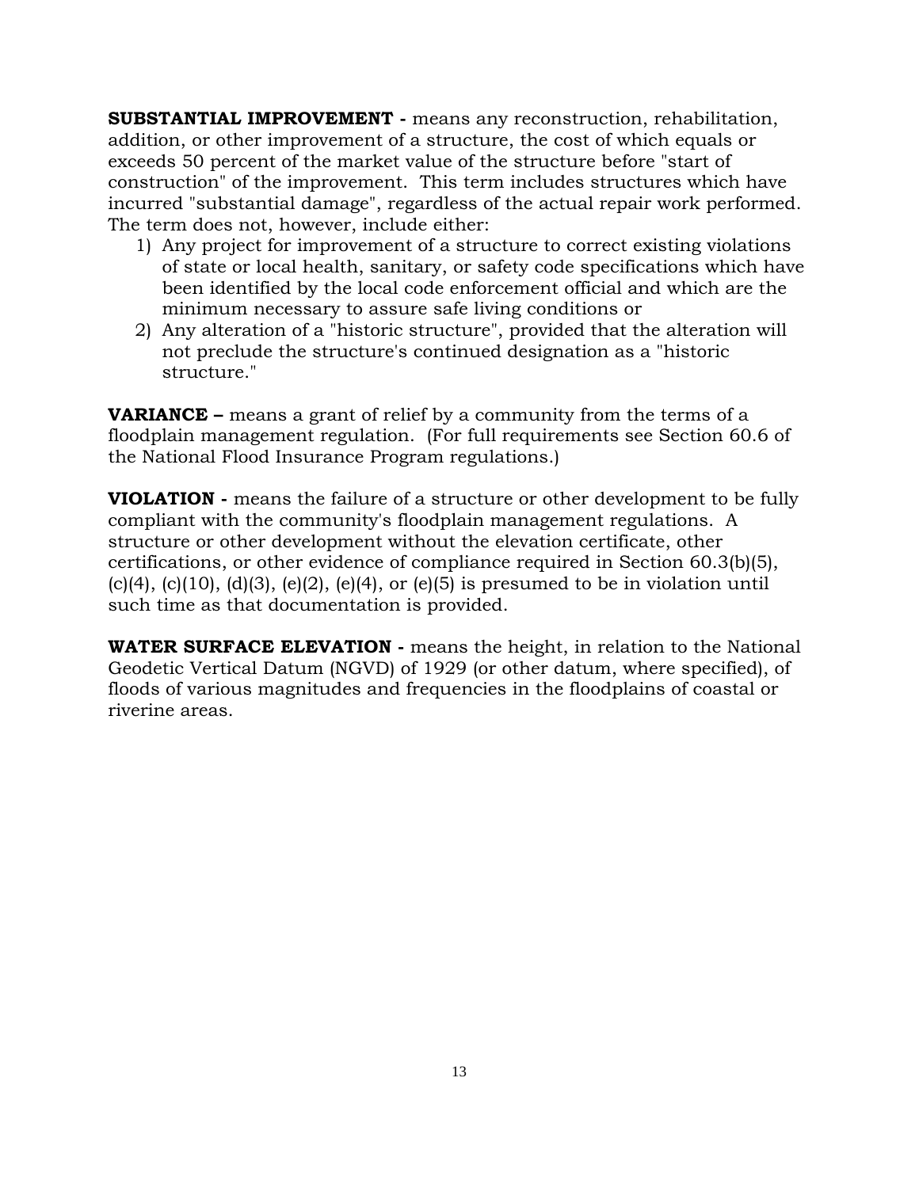**SUBSTANTIAL IMPROVEMENT -** means any reconstruction, rehabilitation, addition, or other improvement of a structure, the cost of which equals or exceeds 50 percent of the market value of the structure before "start of construction" of the improvement. This term includes structures which have incurred "substantial damage", regardless of the actual repair work performed. The term does not, however, include either:

1) Any project for improvement of a structure to correct existing violations of state or local health, sanitary, or safety code specifications which have been identified by the local code enforcement official and which are the minimum necessary to assure safe living conditions or
2) Any alteration of a "historic structure", provided that the alteration will not preclude the structure's continued designation as a "historic structure."

**VARIANCE –** means a grant of relief by a community from the terms of a floodplain management regulation. (For full requirements see Section 60.6 of the National Flood Insurance Program regulations.)

**VIOLATION -** means the failure of a structure or other development to be fully compliant with the community's floodplain management regulations. A structure or other development without the elevation certificate, other certifications, or other evidence of compliance required in Section 60.3(b)(5), (c)(4), (c)(10), (d)(3), (e)(2), (e)(4), or (e)(5) is presumed to be in violation until such time as that documentation is provided.

**WATER SURFACE ELEVATION -** means the height, in relation to the National Geodetic Vertical Datum (NGVD) of 1929 (or other datum, where specified), of floods of various magnitudes and frequencies in the floodplains of coastal or riverine areas.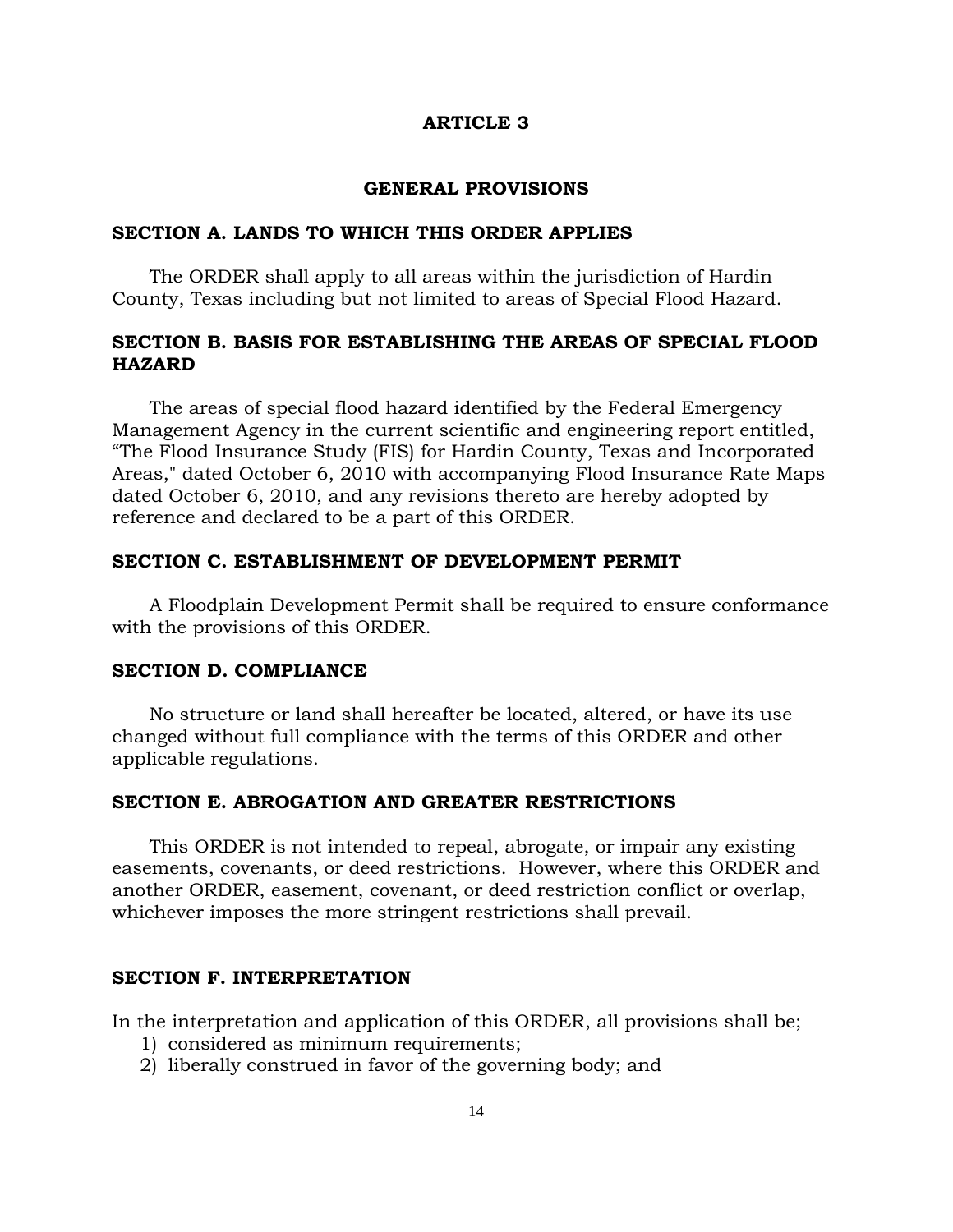# ARTICLE 3

## GENERAL PROVISIONS

### SECTION A. LANDS TO WHICH THIS ORDER APPLIES

The ORDER shall apply to all areas within the jurisdiction of Hardin County, Texas including but not limited to areas of Special Flood Hazard.

### SECTION B. BASIS FOR ESTABLISHING THE AREAS OF SPECIAL FLOOD HAZARD

The areas of special flood hazard identified by the Federal Emergency Management Agency in the current scientific and engineering report entitled, "The Flood Insurance Study (FIS) for Hardin County, Texas and Incorporated Areas," dated October 6, 2010 with accompanying Flood Insurance Rate Maps dated October 6, 2010, and any revisions thereto are hereby adopted by reference and declared to be a part of this ORDER.

### SECTION C. ESTABLISHMENT OF DEVELOPMENT PERMIT

A Floodplain Development Permit shall be required to ensure conformance with the provisions of this ORDER.

### SECTION D. COMPLIANCE

No structure or land shall hereafter be located, altered, or have its use changed without full compliance with the terms of this ORDER and other applicable regulations.

### SECTION E. ABROGATION AND GREATER RESTRICTIONS

This ORDER is not intended to repeal, abrogate, or impair any existing easements, covenants, or deed restrictions. However, where this ORDER and another ORDER, easement, covenant, or deed restriction conflict or overlap, whichever imposes the more stringent restrictions shall prevail.

### SECTION F. INTERPRETATION

In the interpretation and application of this ORDER, all provisions shall be;

1) considered as minimum requirements;
2) liberally construed in favor of the governing body; and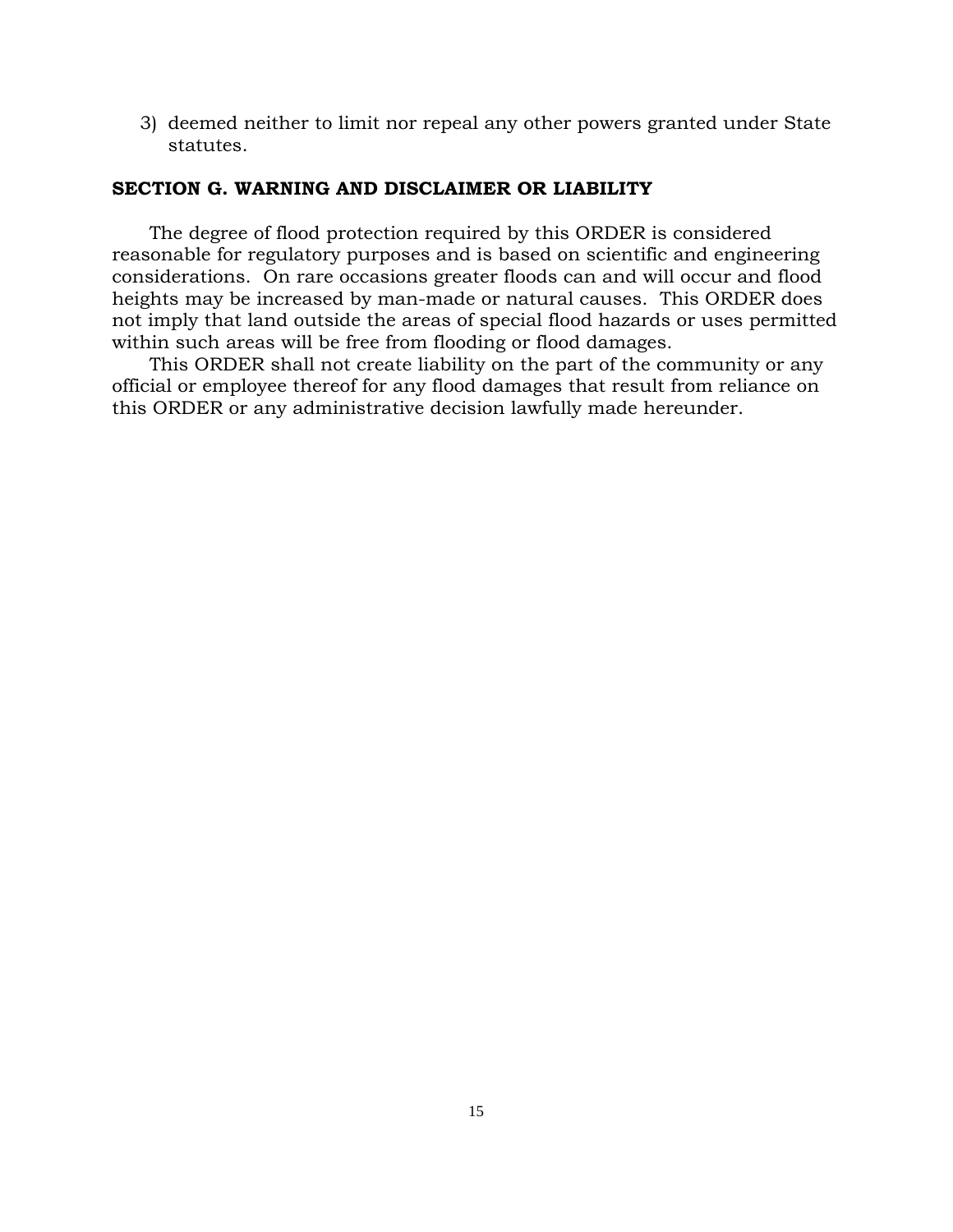3) deemed neither to limit nor repeal any other powers granted under State statutes.

**SECTION G. WARNING AND DISCLAIMER OR LIABILITY**

The degree of flood protection required by this ORDER is considered reasonable for regulatory purposes and is based on scientific and engineering considerations. On rare occasions greater floods can and will occur and flood heights may be increased by man-made or natural causes. This ORDER does not imply that land outside the areas of special flood hazards or uses permitted within such areas will be free from flooding or flood damages.

This ORDER shall not create liability on the part of the community or any official or employee thereof for any flood damages that result from reliance on this ORDER or any administrative decision lawfully made hereunder.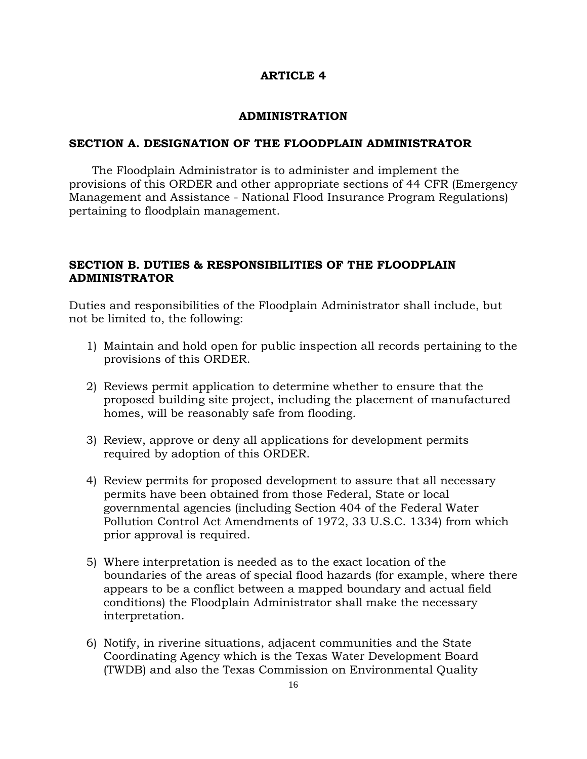# ARTICLE 4

## ADMINISTRATION

### SECTION A. DESIGNATION OF THE FLOODPLAIN ADMINISTRATOR

The Floodplain Administrator is to administer and implement the provisions of this ORDER and other appropriate sections of 44 CFR (Emergency Management and Assistance - National Flood Insurance Program Regulations) pertaining to floodplain management.

### SECTION B. DUTIES & RESPONSIBILITIES OF THE FLOODPLAIN ADMINISTRATOR

Duties and responsibilities of the Floodplain Administrator shall include, but not be limited to, the following:

1) Maintain and hold open for public inspection all records pertaining to the provisions of this ORDER.

2) Reviews permit application to determine whether to ensure that the proposed building site project, including the placement of manufactured homes, will be reasonably safe from flooding.

3) Review, approve or deny all applications for development permits required by adoption of this ORDER.

4) Review permits for proposed development to assure that all necessary permits have been obtained from those Federal, State or local governmental agencies (including Section 404 of the Federal Water Pollution Control Act Amendments of 1972, 33 U.S.C. 1334) from which prior approval is required.

5) Where interpretation is needed as to the exact location of the boundaries of the areas of special flood hazards (for example, where there appears to be a conflict between a mapped boundary and actual field conditions) the Floodplain Administrator shall make the necessary interpretation.

6) Notify, in riverine situations, adjacent communities and the State Coordinating Agency which is the Texas Water Development Board (TWDB) and also the Texas Commission on Environmental Quality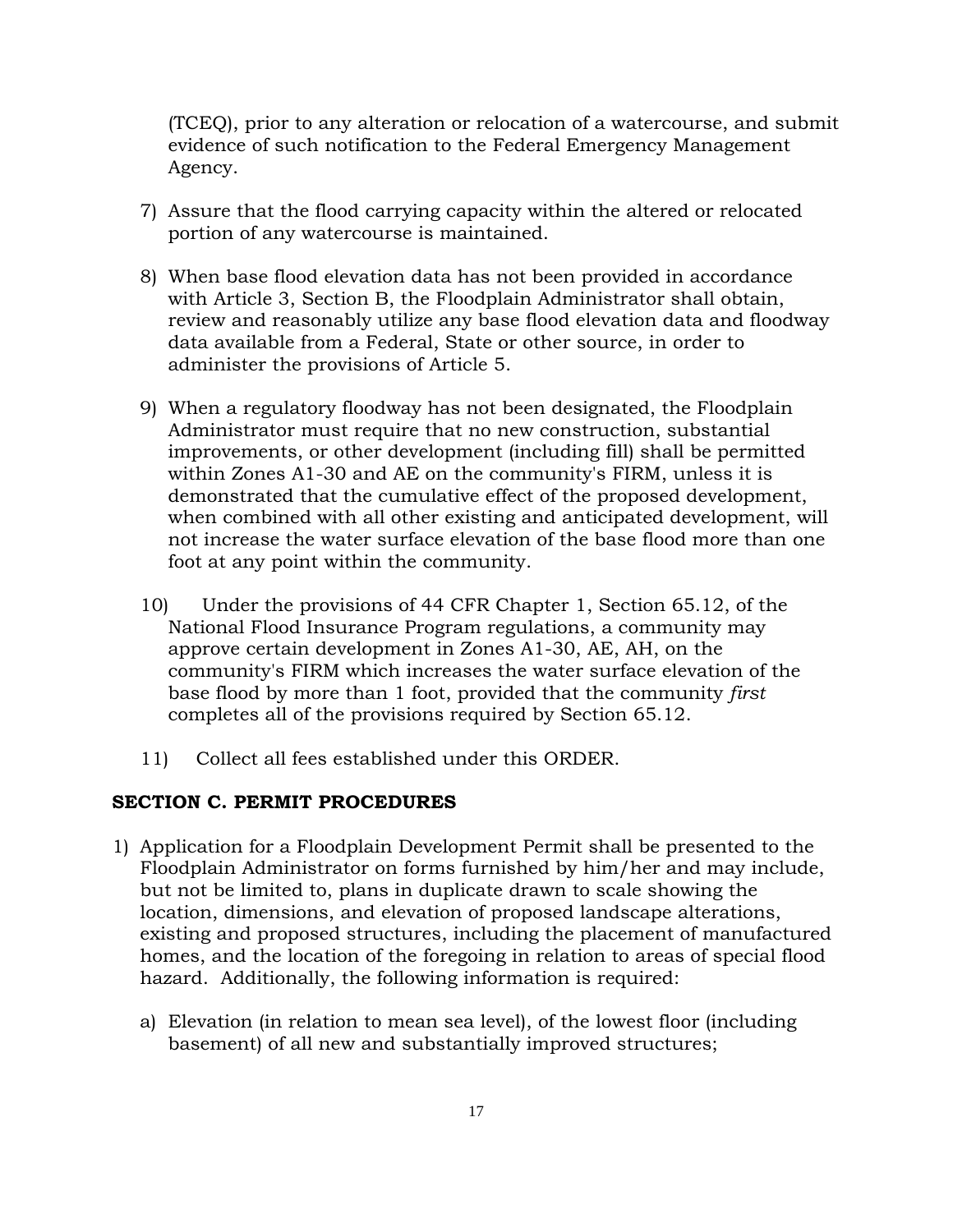(TCEQ), prior to any alteration or relocation of a watercourse, and submit evidence of such notification to the Federal Emergency Management Agency.

7) Assure that the flood carrying capacity within the altered or relocated portion of any watercourse is maintained.

8) When base flood elevation data has not been provided in accordance with Article 3, Section B, the Floodplain Administrator shall obtain, review and reasonably utilize any base flood elevation data and floodway data available from a Federal, State or other source, in order to administer the provisions of Article 5.

9) When a regulatory floodway has not been designated, the Floodplain Administrator must require that no new construction, substantial improvements, or other development (including fill) shall be permitted within Zones A1-30 and AE on the community's FIRM, unless it is demonstrated that the cumulative effect of the proposed development, when combined with all other existing and anticipated development, will not increase the water surface elevation of the base flood more than one foot at any point within the community.

10) Under the provisions of 44 CFR Chapter 1, Section 65.12, of the National Flood Insurance Program regulations, a community may approve certain development in Zones A1-30, AE, AH, on the community's FIRM which increases the water surface elevation of the base flood by more than 1 foot, provided that the community *first* completes all of the provisions required by Section 65.12.

11) Collect all fees established under this ORDER.

**SECTION C. PERMIT PROCEDURES**

1) Application for a Floodplain Development Permit shall be presented to the Floodplain Administrator on forms furnished by him/her and may include, but not be limited to, plans in duplicate drawn to scale showing the location, dimensions, and elevation of proposed landscape alterations, existing and proposed structures, including the placement of manufactured homes, and the location of the foregoing in relation to areas of special flood hazard. Additionally, the following information is required:

   a) Elevation (in relation to mean sea level), of the lowest floor (including basement) of all new and substantially improved structures;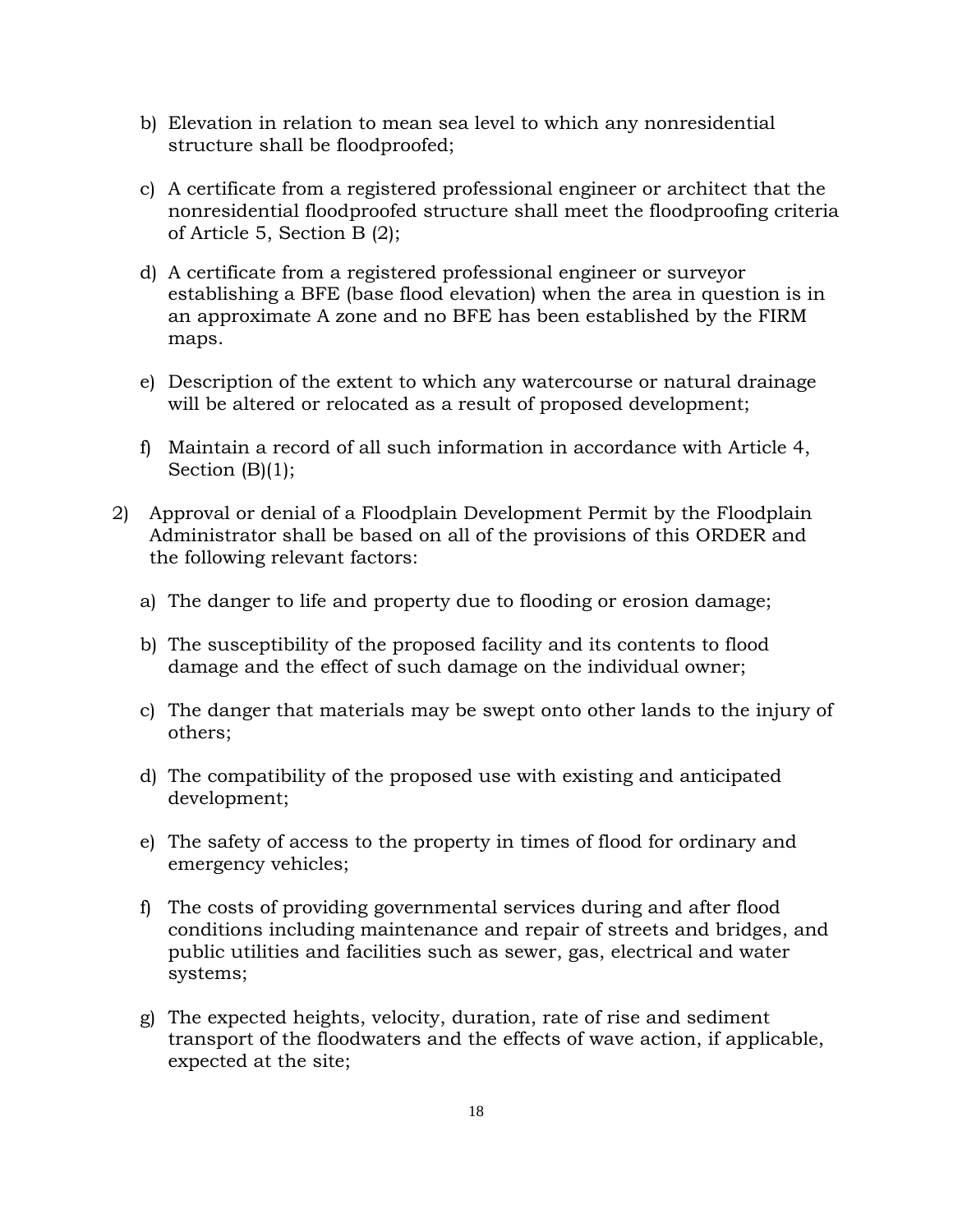b) Elevation in relation to mean sea level to which any nonresidential structure shall be floodproofed;

c) A certificate from a registered professional engineer or architect that the nonresidential floodproofed structure shall meet the floodproofing criteria of Article 5, Section B (2);

d) A certificate from a registered professional engineer or surveyor establishing a BFE (base flood elevation) when the area in question is in an approximate A zone and no BFE has been established by the FIRM maps.

e) Description of the extent to which any watercourse or natural drainage will be altered or relocated as a result of proposed development;

f) Maintain a record of all such information in accordance with Article 4, Section (B)(1);

2) Approval or denial of a Floodplain Development Permit by the Floodplain Administrator shall be based on all of the provisions of this ORDER and the following relevant factors:

   a) The danger to life and property due to flooding or erosion damage;

   b) The susceptibility of the proposed facility and its contents to flood damage and the effect of such damage on the individual owner;

   c) The danger that materials may be swept onto other lands to the injury of others;

   d) The compatibility of the proposed use with existing and anticipated development;

   e) The safety of access to the property in times of flood for ordinary and emergency vehicles;

   f) The costs of providing governmental services during and after flood conditions including maintenance and repair of streets and bridges, and public utilities and facilities such as sewer, gas, electrical and water systems;

   g) The expected heights, velocity, duration, rate of rise and sediment transport of the floodwaters and the effects of wave action, if applicable, expected at the site;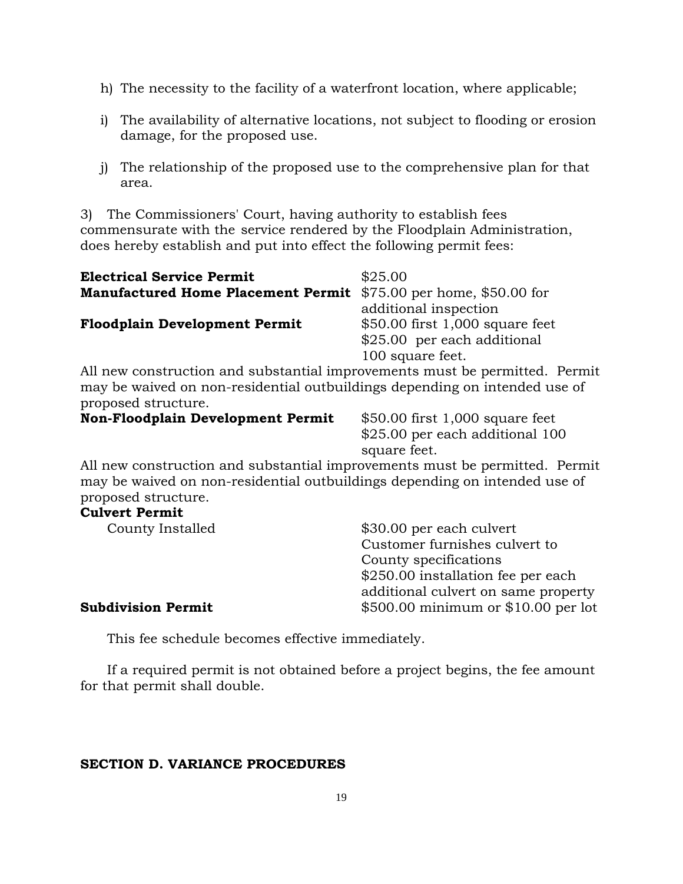h) The necessity to the facility of a waterfront location, where applicable;

i) The availability of alternative locations, not subject to flooding or erosion damage, for the proposed use.

j) The relationship of the proposed use to the comprehensive plan for that area.

3) The Commissioners' Court, having authority to establish fees commensurate with the service rendered by the Floodplain Administration, does hereby establish and put into effect the following permit fees:

| | |
|---|---|
| **Electrical Service Permit** | $25.00 |
| **Manufactured Home Placement Permit** | $75.00 per home, $50.00 for additional inspection |
| **Floodplain Development Permit** | $50.00 first 1,000 square feet $25.00 per each additional 100 square feet. |

All new construction and substantial improvements must be permitted. Permit may be waived on non-residential outbuildings depending on intended use of proposed structure.

| | |
|---|---|
| **Non-Floodplain Development Permit** | $50.00 first 1,000 square feet $25.00 per each additional 100 square feet. |

All new construction and substantial improvements must be permitted. Permit may be waived on non-residential outbuildings depending on intended use of proposed structure.

**Culvert Permit**

| | |
|---|---|
| County Installed | $30.00 per each culvert Customer furnishes culvert to County specifications $250.00 installation fee per each additional culvert on same property |
| **Subdivision Permit** | $500.00 minimum or $10.00 per lot |

This fee schedule becomes effective immediately.

If a required permit is not obtained before a project begins, the fee amount for that permit shall double.

## SECTION D. VARIANCE PROCEDURES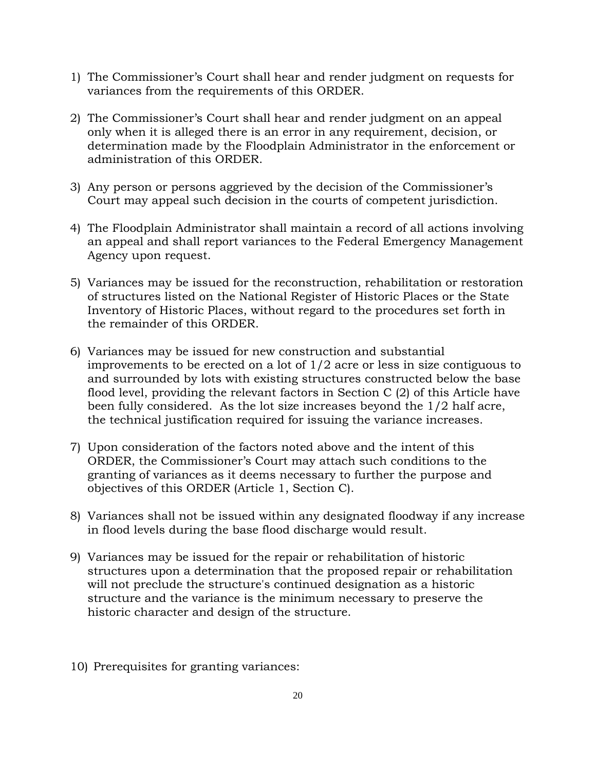1) The Commissioner's Court shall hear and render judgment on requests for variances from the requirements of this ORDER.

2) The Commissioner's Court shall hear and render judgment on an appeal only when it is alleged there is an error in any requirement, decision, or determination made by the Floodplain Administrator in the enforcement or administration of this ORDER.

3) Any person or persons aggrieved by the decision of the Commissioner's Court may appeal such decision in the courts of competent jurisdiction.

4) The Floodplain Administrator shall maintain a record of all actions involving an appeal and shall report variances to the Federal Emergency Management Agency upon request.

5) Variances may be issued for the reconstruction, rehabilitation or restoration of structures listed on the National Register of Historic Places or the State Inventory of Historic Places, without regard to the procedures set forth in the remainder of this ORDER.

6) Variances may be issued for new construction and substantial improvements to be erected on a lot of 1/2 acre or less in size contiguous to and surrounded by lots with existing structures constructed below the base flood level, providing the relevant factors in Section C (2) of this Article have been fully considered. As the lot size increases beyond the 1/2 half acre, the technical justification required for issuing the variance increases.

7) Upon consideration of the factors noted above and the intent of this ORDER, the Commissioner's Court may attach such conditions to the granting of variances as it deems necessary to further the purpose and objectives of this ORDER (Article 1, Section C).

8) Variances shall not be issued within any designated floodway if any increase in flood levels during the base flood discharge would result.

9) Variances may be issued for the repair or rehabilitation of historic structures upon a determination that the proposed repair or rehabilitation will not preclude the structure's continued designation as a historic structure and the variance is the minimum necessary to preserve the historic character and design of the structure.

10) Prerequisites for granting variances: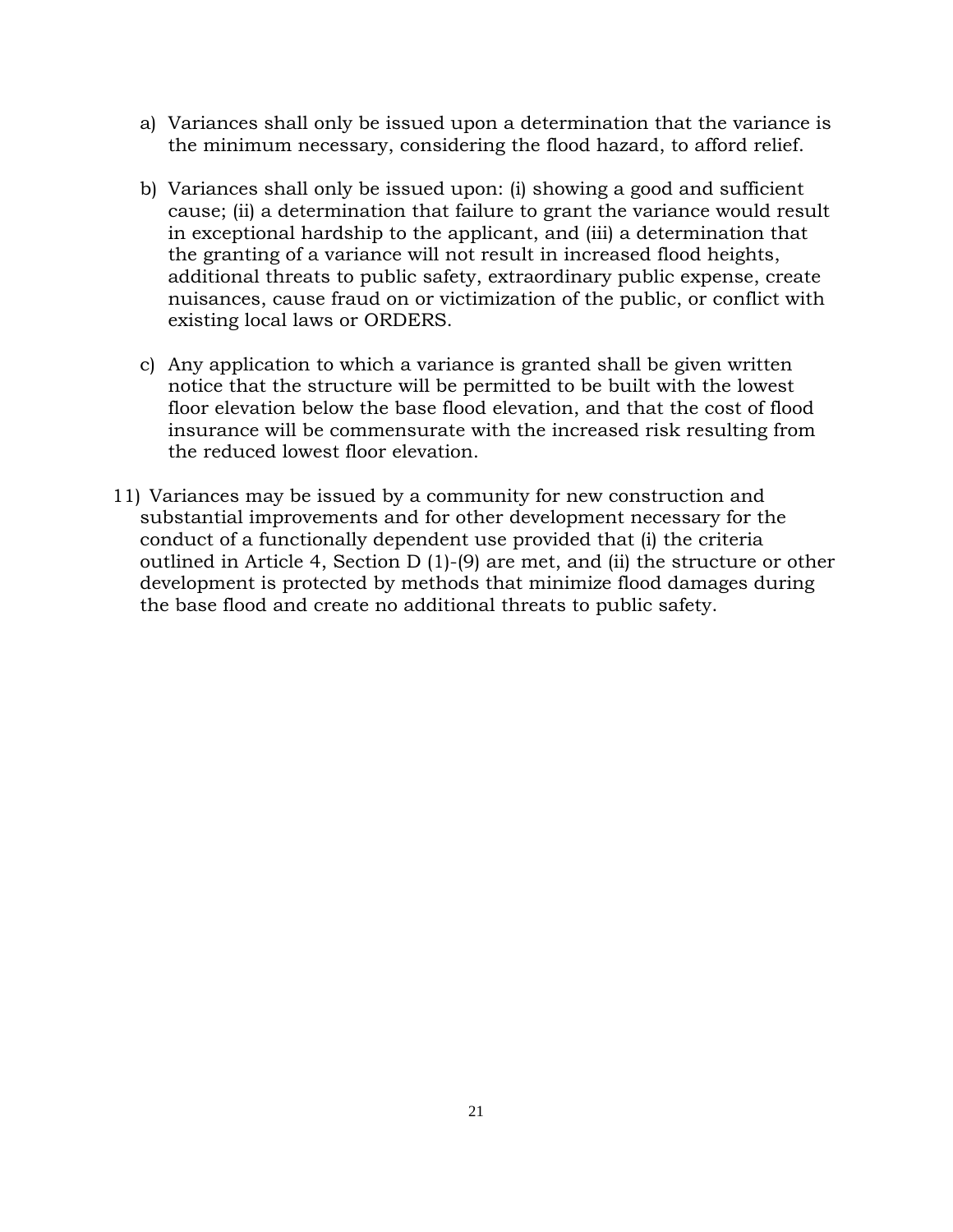a) Variances shall only be issued upon a determination that the variance is the minimum necessary, considering the flood hazard, to afford relief.

b) Variances shall only be issued upon: (i) showing a good and sufficient cause; (ii) a determination that failure to grant the variance would result in exceptional hardship to the applicant, and (iii) a determination that the granting of a variance will not result in increased flood heights, additional threats to public safety, extraordinary public expense, create nuisances, cause fraud on or victimization of the public, or conflict with existing local laws or ORDERS.

c) Any application to which a variance is granted shall be given written notice that the structure will be permitted to be built with the lowest floor elevation below the base flood elevation, and that the cost of flood insurance will be commensurate with the increased risk resulting from the reduced lowest floor elevation.

11) Variances may be issued by a community for new construction and substantial improvements and for other development necessary for the conduct of a functionally dependent use provided that (i) the criteria outlined in Article 4, Section D (1)-(9) are met, and (ii) the structure or other development is protected by methods that minimize flood damages during the base flood and create no additional threats to public safety.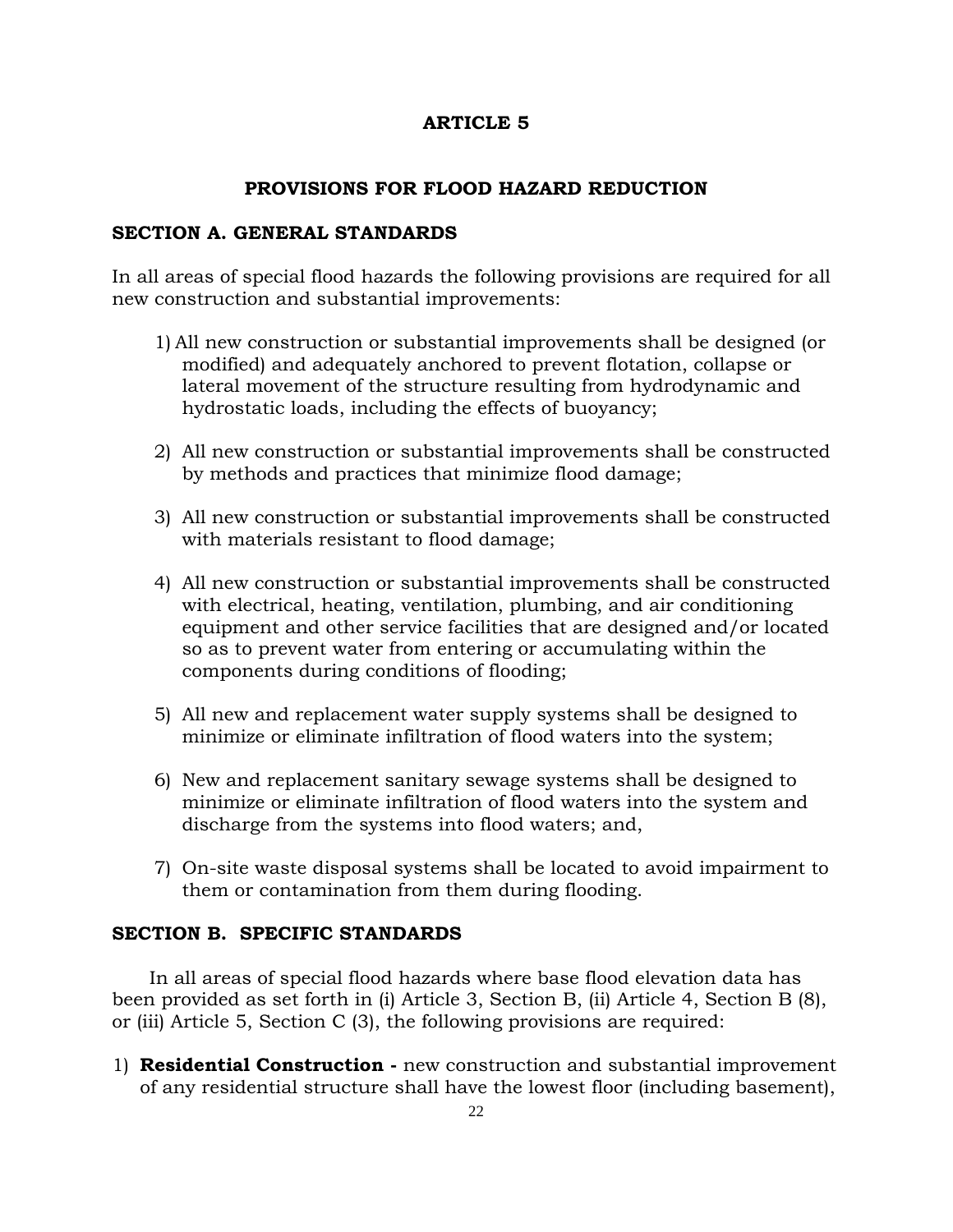# ARTICLE 5

## PROVISIONS FOR FLOOD HAZARD REDUCTION

### SECTION A. GENERAL STANDARDS

In all areas of special flood hazards the following provisions are required for all new construction and substantial improvements:

1) All new construction or substantial improvements shall be designed (or modified) and adequately anchored to prevent flotation, collapse or lateral movement of the structure resulting from hydrodynamic and hydrostatic loads, including the effects of buoyancy;

2) All new construction or substantial improvements shall be constructed by methods and practices that minimize flood damage;

3) All new construction or substantial improvements shall be constructed with materials resistant to flood damage;

4) All new construction or substantial improvements shall be constructed with electrical, heating, ventilation, plumbing, and air conditioning equipment and other service facilities that are designed and/or located so as to prevent water from entering or accumulating within the components during conditions of flooding;

5) All new and replacement water supply systems shall be designed to minimize or eliminate infiltration of flood waters into the system;

6) New and replacement sanitary sewage systems shall be designed to minimize or eliminate infiltration of flood waters into the system and discharge from the systems into flood waters; and,

7) On-site waste disposal systems shall be located to avoid impairment to them or contamination from them during flooding.

### SECTION B. SPECIFIC STANDARDS

In all areas of special flood hazards where base flood elevation data has been provided as set forth in (i) Article 3, Section B, (ii) Article 4, Section B (8), or (iii) Article 5, Section C (3), the following provisions are required:

1) **Residential Construction -** new construction and substantial improvement of any residential structure shall have the lowest floor (including basement),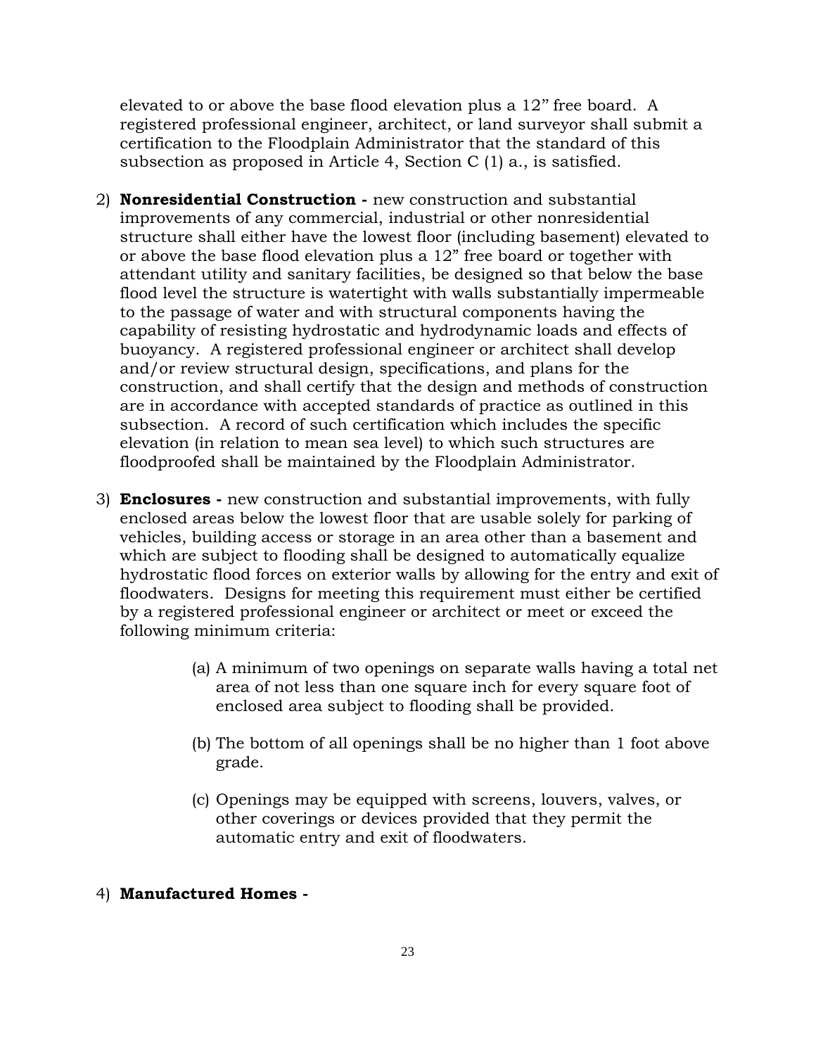elevated to or above the base flood elevation plus a 12" free board. A registered professional engineer, architect, or land surveyor shall submit a certification to the Floodplain Administrator that the standard of this subsection as proposed in Article 4, Section C (1) a., is satisfied.

2) **Nonresidential Construction -** new construction and substantial improvements of any commercial, industrial or other nonresidential structure shall either have the lowest floor (including basement) elevated to or above the base flood elevation plus a 12" free board or together with attendant utility and sanitary facilities, be designed so that below the base flood level the structure is watertight with walls substantially impermeable to the passage of water and with structural components having the capability of resisting hydrostatic and hydrodynamic loads and effects of buoyancy. A registered professional engineer or architect shall develop and/or review structural design, specifications, and plans for the construction, and shall certify that the design and methods of construction are in accordance with accepted standards of practice as outlined in this subsection. A record of such certification which includes the specific elevation (in relation to mean sea level) to which such structures are floodproofed shall be maintained by the Floodplain Administrator.

3) **Enclosures -** new construction and substantial improvements, with fully enclosed areas below the lowest floor that are usable solely for parking of vehicles, building access or storage in an area other than a basement and which are subject to flooding shall be designed to automatically equalize hydrostatic flood forces on exterior walls by allowing for the entry and exit of floodwaters. Designs for meeting this requirement must either be certified by a registered professional engineer or architect or meet or exceed the following minimum criteria:

    (a) A minimum of two openings on separate walls having a total net area of not less than one square inch for every square foot of enclosed area subject to flooding shall be provided.

    (b) The bottom of all openings shall be no higher than 1 foot above grade.

    (c) Openings may be equipped with screens, louvers, valves, or other coverings or devices provided that they permit the automatic entry and exit of floodwaters.

4) **Manufactured Homes -**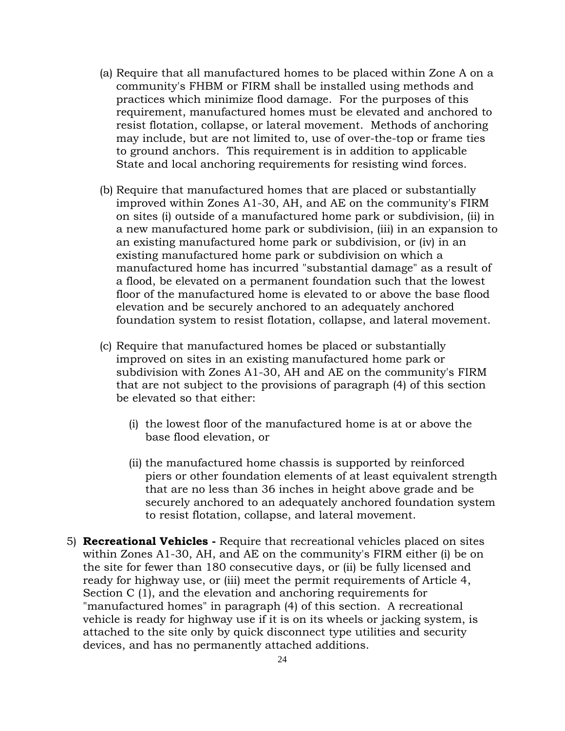(a) Require that all manufactured homes to be placed within Zone A on a community's FHBM or FIRM shall be installed using methods and practices which minimize flood damage. For the purposes of this requirement, manufactured homes must be elevated and anchored to resist flotation, collapse, or lateral movement. Methods of anchoring may include, but are not limited to, use of over-the-top or frame ties to ground anchors. This requirement is in addition to applicable State and local anchoring requirements for resisting wind forces.

(b) Require that manufactured homes that are placed or substantially improved within Zones A1-30, AH, and AE on the community's FIRM on sites (i) outside of a manufactured home park or subdivision, (ii) in a new manufactured home park or subdivision, (iii) in an expansion to an existing manufactured home park or subdivision, or (iv) in an existing manufactured home park or subdivision on which a manufactured home has incurred "substantial damage" as a result of a flood, be elevated on a permanent foundation such that the lowest floor of the manufactured home is elevated to or above the base flood elevation and be securely anchored to an adequately anchored foundation system to resist flotation, collapse, and lateral movement.

(c) Require that manufactured homes be placed or substantially improved on sites in an existing manufactured home park or subdivision with Zones A1-30, AH and AE on the community's FIRM that are not subject to the provisions of paragraph (4) of this section be elevated so that either:

  (i) the lowest floor of the manufactured home is at or above the base flood elevation, or

  (ii) the manufactured home chassis is supported by reinforced piers or other foundation elements of at least equivalent strength that are no less than 36 inches in height above grade and be securely anchored to an adequately anchored foundation system to resist flotation, collapse, and lateral movement.

5) **Recreational Vehicles -** Require that recreational vehicles placed on sites within Zones A1-30, AH, and AE on the community's FIRM either (i) be on the site for fewer than 180 consecutive days, or (ii) be fully licensed and ready for highway use, or (iii) meet the permit requirements of Article 4, Section C (1), and the elevation and anchoring requirements for "manufactured homes" in paragraph (4) of this section. A recreational vehicle is ready for highway use if it is on its wheels or jacking system, is attached to the site only by quick disconnect type utilities and security devices, and has no permanently attached additions.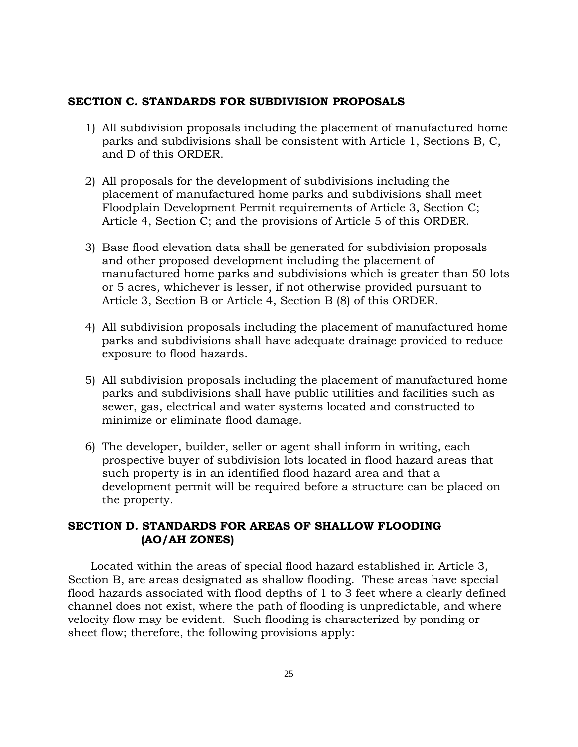## SECTION C. STANDARDS FOR SUBDIVISION PROPOSALS

1) All subdivision proposals including the placement of manufactured home parks and subdivisions shall be consistent with Article 1, Sections B, C, and D of this ORDER.

2) All proposals for the development of subdivisions including the placement of manufactured home parks and subdivisions shall meet Floodplain Development Permit requirements of Article 3, Section C; Article 4, Section C; and the provisions of Article 5 of this ORDER.

3) Base flood elevation data shall be generated for subdivision proposals and other proposed development including the placement of manufactured home parks and subdivisions which is greater than 50 lots or 5 acres, whichever is lesser, if not otherwise provided pursuant to Article 3, Section B or Article 4, Section B (8) of this ORDER.

4) All subdivision proposals including the placement of manufactured home parks and subdivisions shall have adequate drainage provided to reduce exposure to flood hazards.

5) All subdivision proposals including the placement of manufactured home parks and subdivisions shall have public utilities and facilities such as sewer, gas, electrical and water systems located and constructed to minimize or eliminate flood damage.

6) The developer, builder, seller or agent shall inform in writing, each prospective buyer of subdivision lots located in flood hazard areas that such property is in an identified flood hazard area and that a development permit will be required before a structure can be placed on the property.

## SECTION D. STANDARDS FOR AREAS OF SHALLOW FLOODING (AO/AH ZONES)

Located within the areas of special flood hazard established in Article 3, Section B, are areas designated as shallow flooding. These areas have special flood hazards associated with flood depths of 1 to 3 feet where a clearly defined channel does not exist, where the path of flooding is unpredictable, and where velocity flow may be evident. Such flooding is characterized by ponding or sheet flow; therefore, the following provisions apply: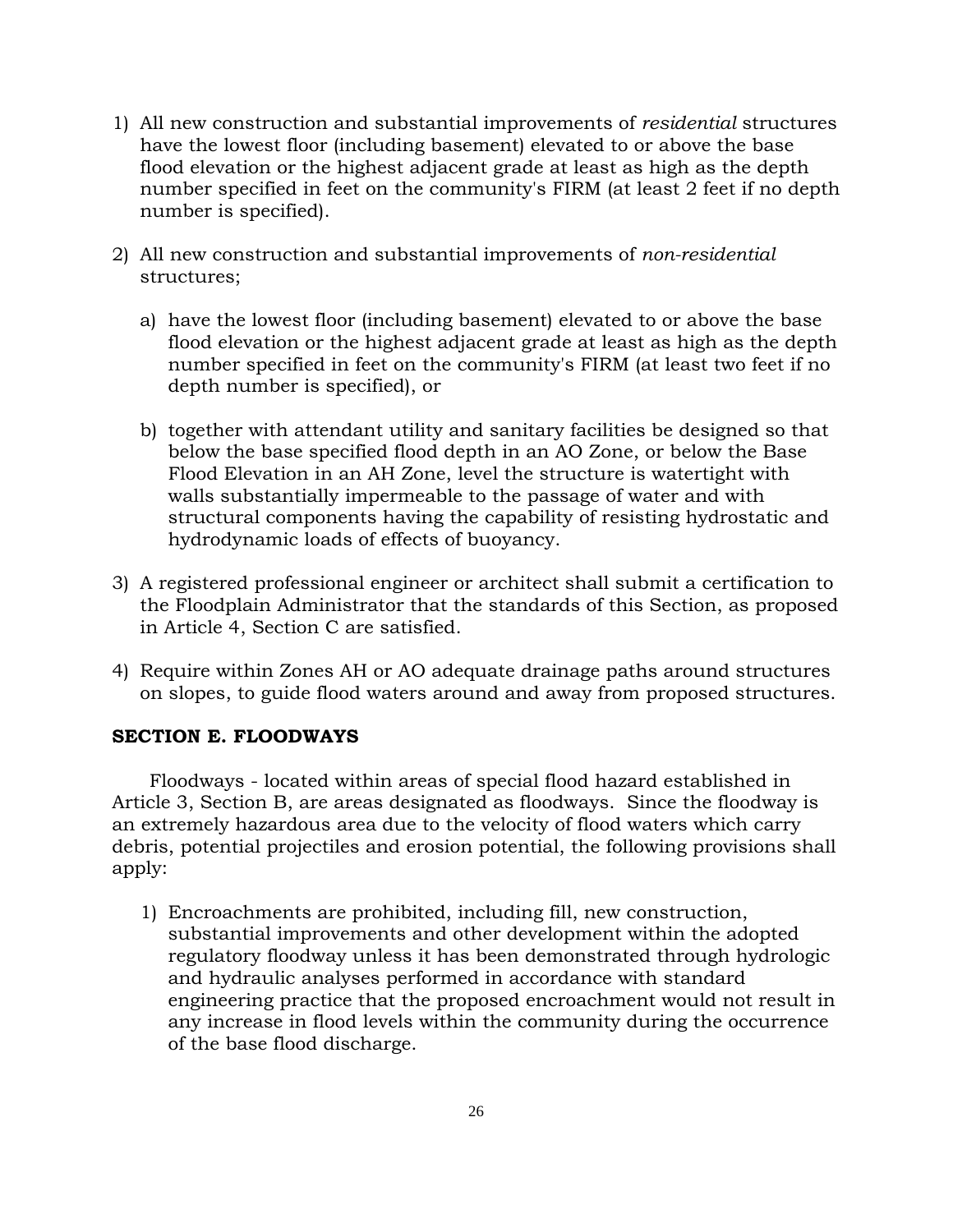1) All new construction and substantial improvements of *residential* structures have the lowest floor (including basement) elevated to or above the base flood elevation or the highest adjacent grade at least as high as the depth number specified in feet on the community's FIRM (at least 2 feet if no depth number is specified).

2) All new construction and substantial improvements of *non-residential* structures;

   a) have the lowest floor (including basement) elevated to or above the base flood elevation or the highest adjacent grade at least as high as the depth number specified in feet on the community's FIRM (at least two feet if no depth number is specified), or

   b) together with attendant utility and sanitary facilities be designed so that below the base specified flood depth in an AO Zone, or below the Base Flood Elevation in an AH Zone, level the structure is watertight with walls substantially impermeable to the passage of water and with structural components having the capability of resisting hydrostatic and hydrodynamic loads of effects of buoyancy.

3) A registered professional engineer or architect shall submit a certification to the Floodplain Administrator that the standards of this Section, as proposed in Article 4, Section C are satisfied.

4) Require within Zones AH or AO adequate drainage paths around structures on slopes, to guide flood waters around and away from proposed structures.

## SECTION E. FLOODWAYS

Floodways - located within areas of special flood hazard established in Article 3, Section B, are areas designated as floodways. Since the floodway is an extremely hazardous area due to the velocity of flood waters which carry debris, potential projectiles and erosion potential, the following provisions shall apply:

1) Encroachments are prohibited, including fill, new construction, substantial improvements and other development within the adopted regulatory floodway unless it has been demonstrated through hydrologic and hydraulic analyses performed in accordance with standard engineering practice that the proposed encroachment would not result in any increase in flood levels within the community during the occurrence of the base flood discharge.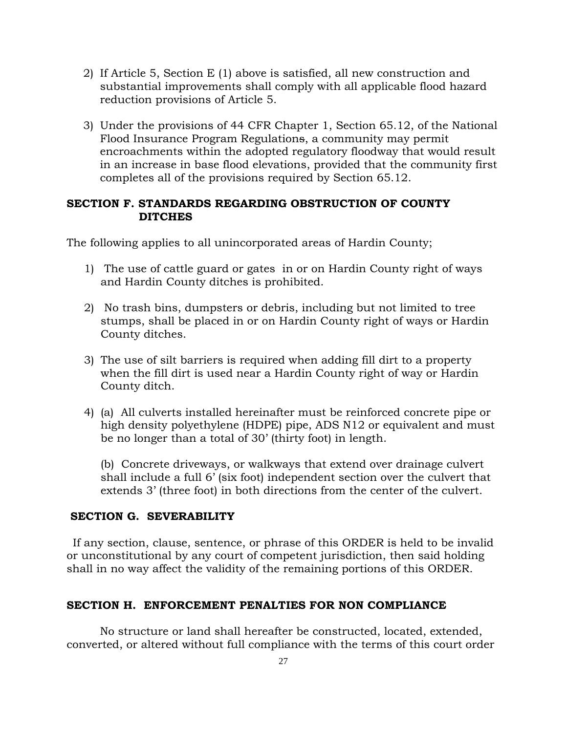2) If Article 5, Section E (1) above is satisfied, all new construction and substantial improvements shall comply with all applicable flood hazard reduction provisions of Article 5.

3) Under the provisions of 44 CFR Chapter 1, Section 65.12, of the National Flood Insurance Program Regulations, a community may permit encroachments within the adopted regulatory floodway that would result in an increase in base flood elevations, provided that the community first completes all of the provisions required by Section 65.12.

### SECTION F. STANDARDS REGARDING OBSTRUCTION OF COUNTY DITCHES

The following applies to all unincorporated areas of Hardin County;

1) The use of cattle guard or gates in or on Hardin County right of ways and Hardin County ditches is prohibited.

2) No trash bins, dumpsters or debris, including but not limited to tree stumps, shall be placed in or on Hardin County right of ways or Hardin County ditches.

3) The use of silt barriers is required when adding fill dirt to a property when the fill dirt is used near a Hardin County right of way or Hardin County ditch.

4) (a) All culverts installed hereinafter must be reinforced concrete pipe or high density polyethylene (HDPE) pipe, ADS N12 or equivalent and must be no longer than a total of 30' (thirty foot) in length.

   (b) Concrete driveways, or walkways that extend over drainage culvert shall include a full 6' (six foot) independent section over the culvert that extends 3' (three foot) in both directions from the center of the culvert.

### SECTION G. SEVERABILITY

If any section, clause, sentence, or phrase of this ORDER is held to be invalid or unconstitutional by any court of competent jurisdiction, then said holding shall in no way affect the validity of the remaining portions of this ORDER.

### SECTION H. ENFORCEMENT PENALTIES FOR NON COMPLIANCE

No structure or land shall hereafter be constructed, located, extended, converted, or altered without full compliance with the terms of this court order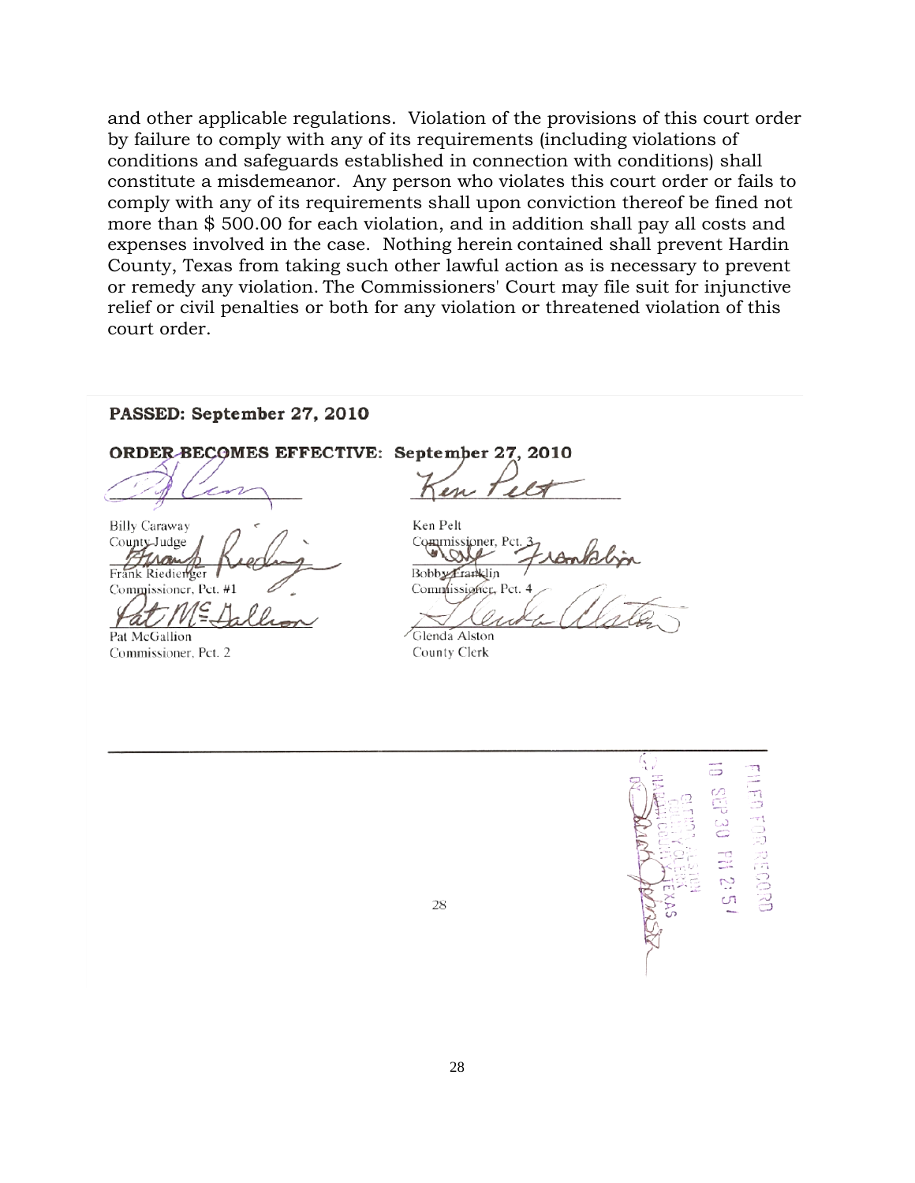and other applicable regulations. Violation of the provisions of this court order by failure to comply with any of its requirements (including violations of conditions and safeguards established in connection with conditions) shall constitute a misdemeanor. Any person who violates this court order or fails to comply with any of its requirements shall upon conviction thereof be fined not more than $ 500.00 for each violation, and in addition shall pay all costs and expenses involved in the case. Nothing herein contained shall prevent Hardin County, Texas from taking such other lawful action as is necessary to prevent or remedy any violation. The Commissioners' Court may file suit for injunctive relief or civil penalties or both for any violation or threatened violation of this court order.

**PASSED: September 27, 2010**

**ORDER BECOMES EFFECTIVE: September 27, 2010**

Billy Caraway
County Judge

Ken Pelt
Commissioner, Pct. 3

Frank Riedienger
Commissioner, Pct. #1

Bobby Franklin
Commissioner, Pct. 4

Pat McGallion
Commissioner, Pct. 2

Glenda Alston
County Clerk

FILED FOR RECORD
10 SEP 30 PM 2:57
GLENDA ALSTON
COUNTY CLERK
HARDIN COUNTY TEXAS
BY